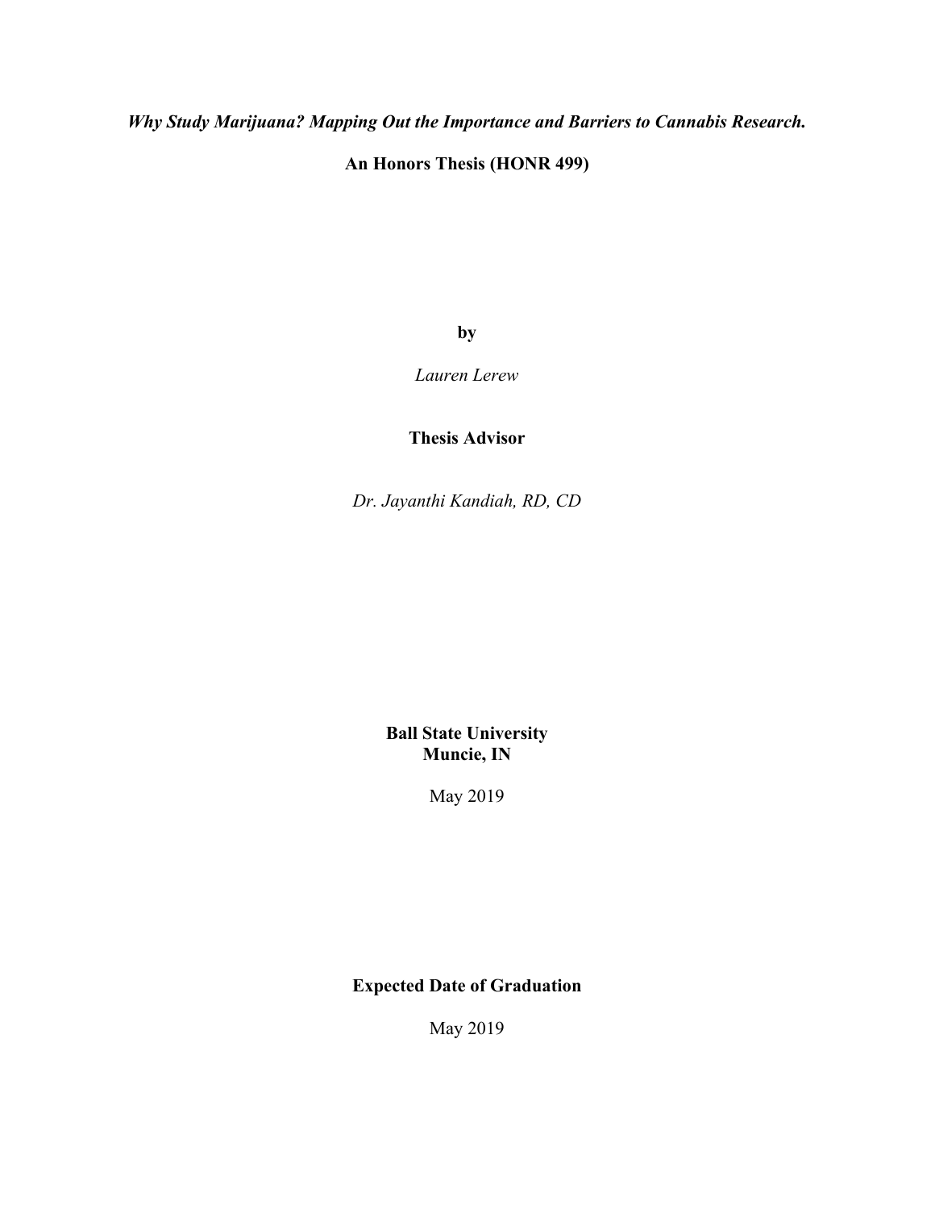***Why Study Marijuana? Mapping Out the Importance and Barriers to Cannabis Research.***

**An Honors Thesis (HONR 499)**

**by**

*Lauren Lerew*

**Thesis Advisor**

*Dr. Jayanthi Kandiah, RD, CD*

**Ball State University**
**Muncie, IN**

May 2019

**Expected Date of Graduation**

May 2019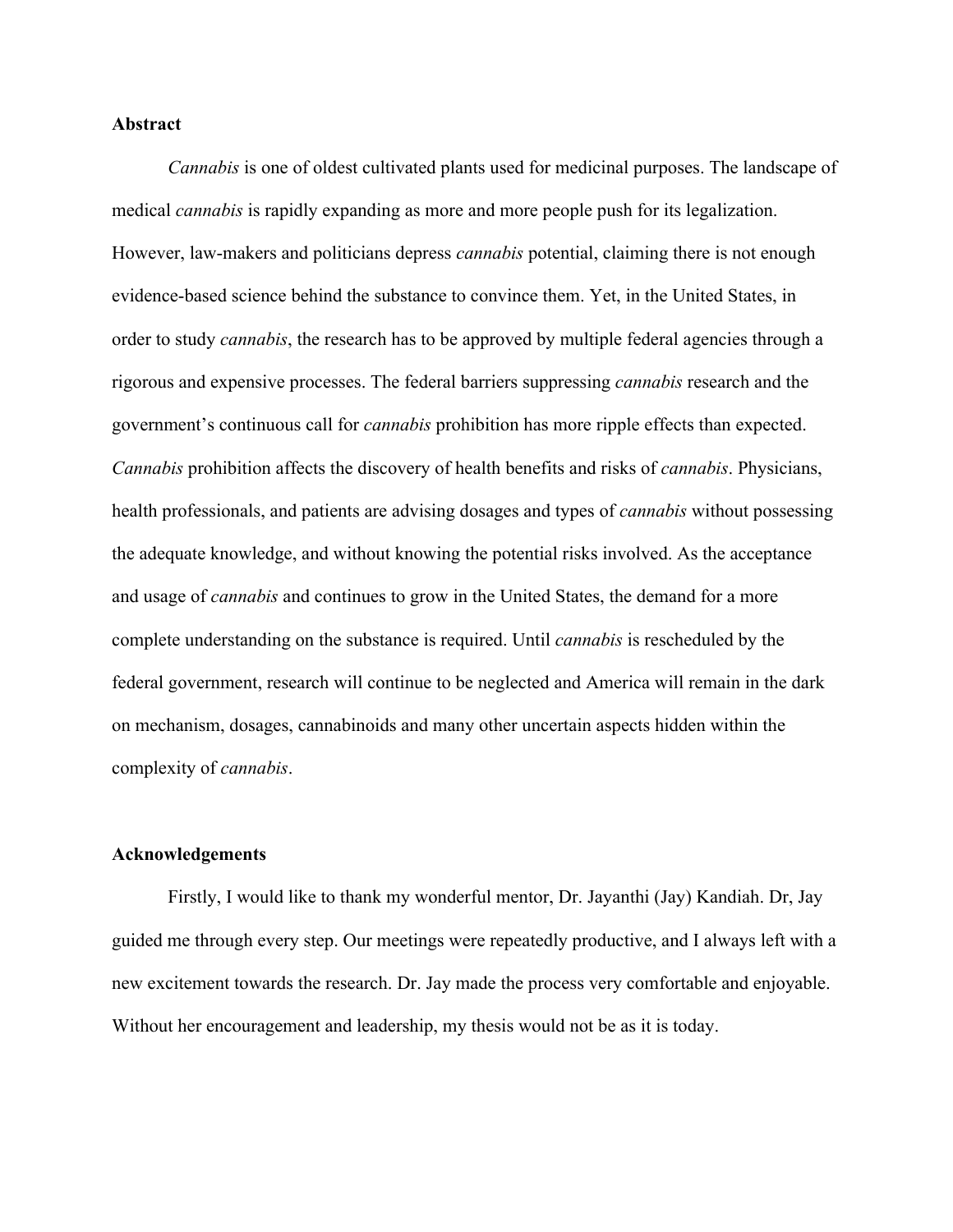**Abstract**

*Cannabis* is one of oldest cultivated plants used for medicinal purposes. The landscape of medical *cannabis* is rapidly expanding as more and more people push for its legalization. However, law-makers and politicians depress *cannabis* potential, claiming there is not enough evidence-based science behind the substance to convince them. Yet, in the United States, in order to study *cannabis*, the research has to be approved by multiple federal agencies through a rigorous and expensive processes. The federal barriers suppressing *cannabis* research and the government's continuous call for *cannabis* prohibition has more ripple effects than expected. *Cannabis* prohibition affects the discovery of health benefits and risks of *cannabis*. Physicians, health professionals, and patients are advising dosages and types of *cannabis* without possessing the adequate knowledge, and without knowing the potential risks involved. As the acceptance and usage of *cannabis* and continues to grow in the United States, the demand for a more complete understanding on the substance is required. Until *cannabis* is rescheduled by the federal government, research will continue to be neglected and America will remain in the dark on mechanism, dosages, cannabinoids and many other uncertain aspects hidden within the complexity of *cannabis*.

**Acknowledgements**

Firstly, I would like to thank my wonderful mentor, Dr. Jayanthi (Jay) Kandiah. Dr, Jay guided me through every step. Our meetings were repeatedly productive, and I always left with a new excitement towards the research. Dr. Jay made the process very comfortable and enjoyable. Without her encouragement and leadership, my thesis would not be as it is today.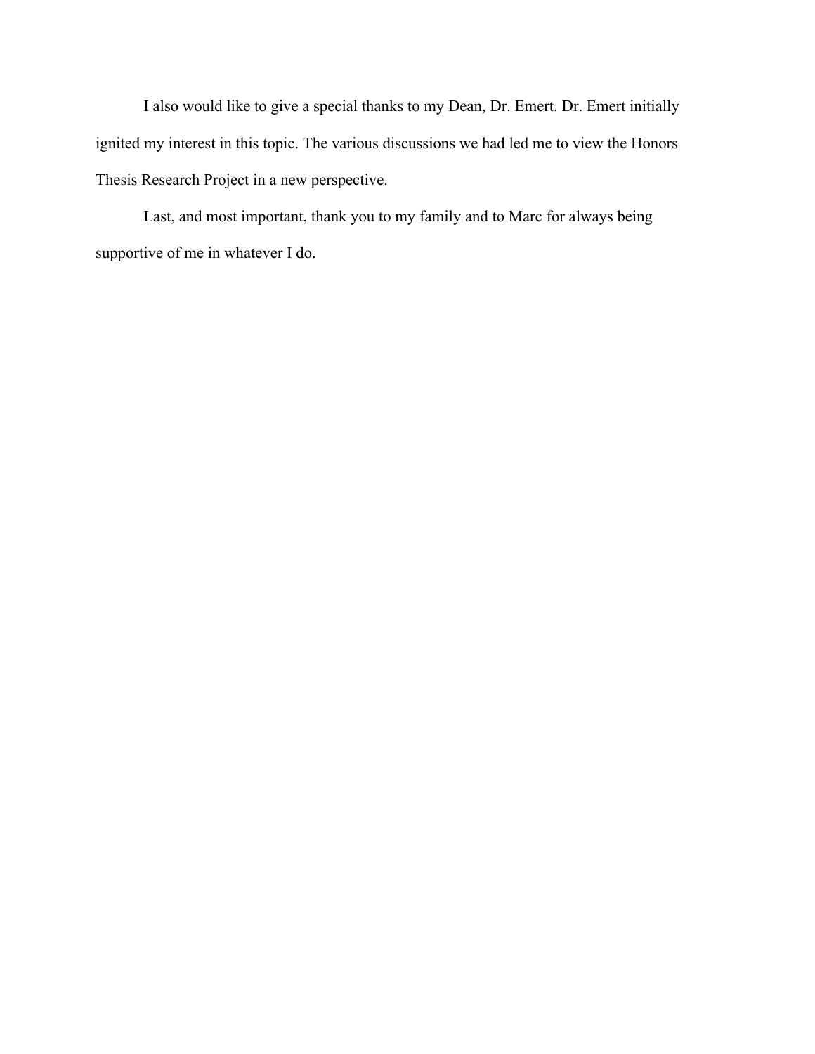I also would like to give a special thanks to my Dean, Dr. Emert. Dr. Emert initially ignited my interest in this topic. The various discussions we had led me to view the Honors Thesis Research Project in a new perspective.

Last, and most important, thank you to my family and to Marc for always being supportive of me in whatever I do.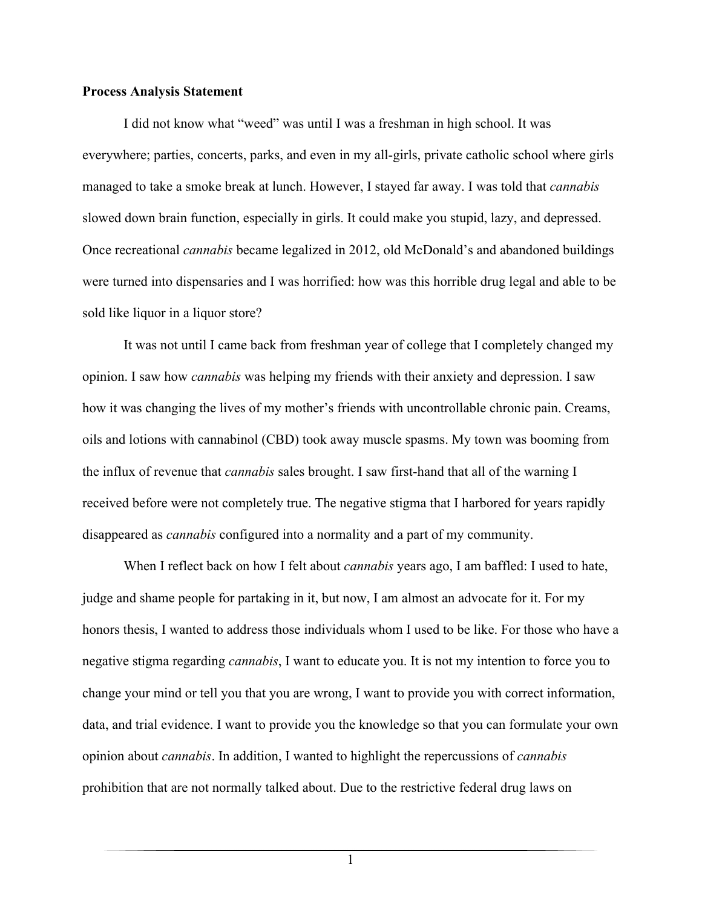**Process Analysis Statement**

I did not know what "weed" was until I was a freshman in high school. It was everywhere; parties, concerts, parks, and even in my all-girls, private catholic school where girls managed to take a smoke break at lunch. However, I stayed far away. I was told that *cannabis* slowed down brain function, especially in girls. It could make you stupid, lazy, and depressed. Once recreational *cannabis* became legalized in 2012, old McDonald's and abandoned buildings were turned into dispensaries and I was horrified: how was this horrible drug legal and able to be sold like liquor in a liquor store?

It was not until I came back from freshman year of college that I completely changed my opinion. I saw how *cannabis* was helping my friends with their anxiety and depression. I saw how it was changing the lives of my mother's friends with uncontrollable chronic pain. Creams, oils and lotions with cannabinol (CBD) took away muscle spasms. My town was booming from the influx of revenue that *cannabis* sales brought. I saw first-hand that all of the warning I received before were not completely true. The negative stigma that I harbored for years rapidly disappeared as *cannabis* configured into a normality and a part of my community.

When I reflect back on how I felt about *cannabis* years ago, I am baffled: I used to hate, judge and shame people for partaking in it, but now, I am almost an advocate for it. For my honors thesis, I wanted to address those individuals whom I used to be like. For those who have a negative stigma regarding *cannabis*, I want to educate you. It is not my intention to force you to change your mind or tell you that you are wrong, I want to provide you with correct information, data, and trial evidence. I want to provide you the knowledge so that you can formulate your own opinion about *cannabis*. In addition, I wanted to highlight the repercussions of *cannabis* prohibition that are not normally talked about. Due to the restrictive federal drug laws on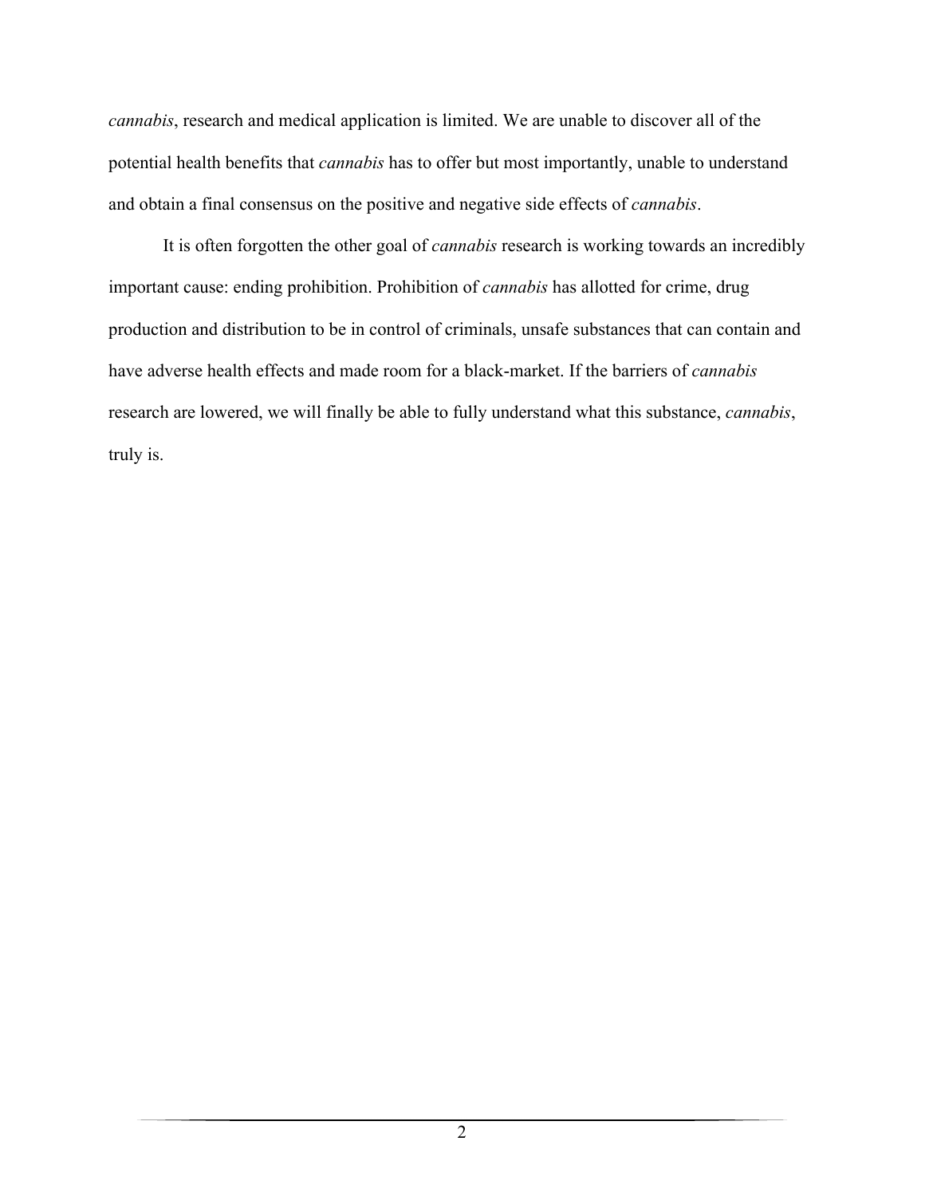*cannabis*, research and medical application is limited. We are unable to discover all of the potential health benefits that *cannabis* has to offer but most importantly, unable to understand and obtain a final consensus on the positive and negative side effects of *cannabis*.

It is often forgotten the other goal of *cannabis* research is working towards an incredibly important cause: ending prohibition. Prohibition of *cannabis* has allotted for crime, drug production and distribution to be in control of criminals, unsafe substances that can contain and have adverse health effects and made room for a black-market. If the barriers of *cannabis* research are lowered, we will finally be able to fully understand what this substance, *cannabis*, truly is.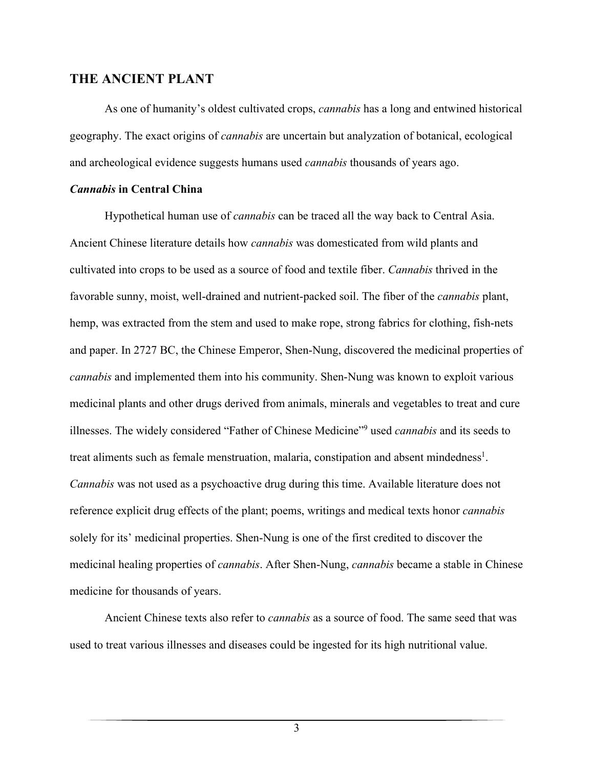## THE ANCIENT PLANT

As one of humanity's oldest cultivated crops, *cannabis* has a long and entwined historical geography. The exact origins of *cannabis* are uncertain but analyzation of botanical, ecological and archeological evidence suggests humans used *cannabis* thousands of years ago.

### *Cannabis* in Central China

Hypothetical human use of *cannabis* can be traced all the way back to Central Asia. Ancient Chinese literature details how *cannabis* was domesticated from wild plants and cultivated into crops to be used as a source of food and textile fiber. *Cannabis* thrived in the favorable sunny, moist, well-drained and nutrient-packed soil. The fiber of the *cannabis* plant, hemp, was extracted from the stem and used to make rope, strong fabrics for clothing, fish-nets and paper. In 2727 BC, the Chinese Emperor, Shen-Nung, discovered the medicinal properties of *cannabis* and implemented them into his community. Shen-Nung was known to exploit various medicinal plants and other drugs derived from animals, minerals and vegetables to treat and cure illnesses. The widely considered "Father of Chinese Medicine"[9] used *cannabis* and its seeds to treat aliments such as female menstruation, malaria, constipation and absent mindedness[1]. *Cannabis* was not used as a psychoactive drug during this time. Available literature does not reference explicit drug effects of the plant; poems, writings and medical texts honor *cannabis* solely for its' medicinal properties. Shen-Nung is one of the first credited to discover the medicinal healing properties of *cannabis*. After Shen-Nung, *cannabis* became a stable in Chinese medicine for thousands of years.

Ancient Chinese texts also refer to *cannabis* as a source of food. The same seed that was used to treat various illnesses and diseases could be ingested for its high nutritional value.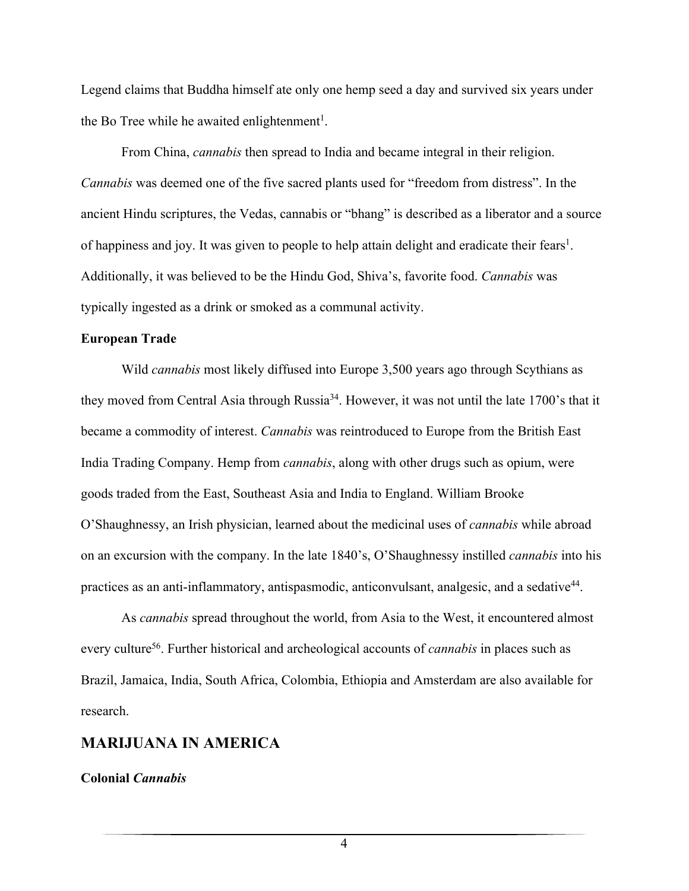Legend claims that Buddha himself ate only one hemp seed a day and survived six years under the Bo Tree while he awaited enlightenment[1].

From China, *cannabis* then spread to India and became integral in their religion. *Cannabis* was deemed one of the five sacred plants used for "freedom from distress". In the ancient Hindu scriptures, the Vedas, cannabis or "bhang" is described as a liberator and a source of happiness and joy. It was given to people to help attain delight and eradicate their fears[1]. Additionally, it was believed to be the Hindu God, Shiva's, favorite food. *Cannabis* was typically ingested as a drink or smoked as a communal activity.

**European Trade**

Wild *cannabis* most likely diffused into Europe 3,500 years ago through Scythians as they moved from Central Asia through Russia[34]. However, it was not until the late 1700's that it became a commodity of interest. *Cannabis* was reintroduced to Europe from the British East India Trading Company. Hemp from *cannabis*, along with other drugs such as opium, were goods traded from the East, Southeast Asia and India to England. William Brooke O'Shaughnessy, an Irish physician, learned about the medicinal uses of *cannabis* while abroad on an excursion with the company. In the late 1840's, O'Shaughnessy instilled *cannabis* into his practices as an anti-inflammatory, antispasmodic, anticonvulsant, analgesic, and a sedative[44].

As *cannabis* spread throughout the world, from Asia to the West, it encountered almost every culture[56]. Further historical and archeological accounts of *cannabis* in places such as Brazil, Jamaica, India, South Africa, Colombia, Ethiopia and Amsterdam are also available for research.

## MARIJUANA IN AMERICA

**Colonial *Cannabis***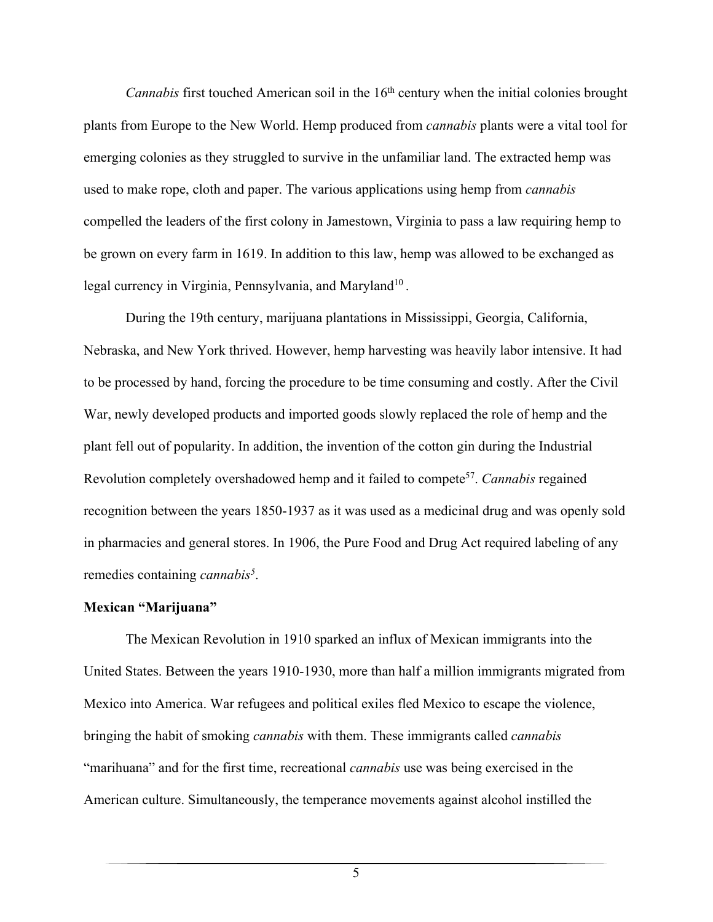*Cannabis* first touched American soil in the 16th century when the initial colonies brought plants from Europe to the New World. Hemp produced from *cannabis* plants were a vital tool for emerging colonies as they struggled to survive in the unfamiliar land. The extracted hemp was used to make rope, cloth and paper. The various applications using hemp from *cannabis* compelled the leaders of the first colony in Jamestown, Virginia to pass a law requiring hemp to be grown on every farm in 1619. In addition to this law, hemp was allowed to be exchanged as legal currency in Virginia, Pennsylvania, and Maryland[10] .

During the 19th century, marijuana plantations in Mississippi, Georgia, California, Nebraska, and New York thrived. However, hemp harvesting was heavily labor intensive. It had to be processed by hand, forcing the procedure to be time consuming and costly. After the Civil War, newly developed products and imported goods slowly replaced the role of hemp and the plant fell out of popularity. In addition, the invention of the cotton gin during the Industrial Revolution completely overshadowed hemp and it failed to compete[57]. *Cannabis* regained recognition between the years 1850-1937 as it was used as a medicinal drug and was openly sold in pharmacies and general stores. In 1906, the Pure Food and Drug Act required labeling of any remedies containing *cannabis*[5].

**Mexican "Marijuana"**

The Mexican Revolution in 1910 sparked an influx of Mexican immigrants into the United States. Between the years 1910-1930, more than half a million immigrants migrated from Mexico into America. War refugees and political exiles fled Mexico to escape the violence, bringing the habit of smoking *cannabis* with them. These immigrants called *cannabis* "marihuana" and for the first time, recreational *cannabis* use was being exercised in the American culture. Simultaneously, the temperance movements against alcohol instilled the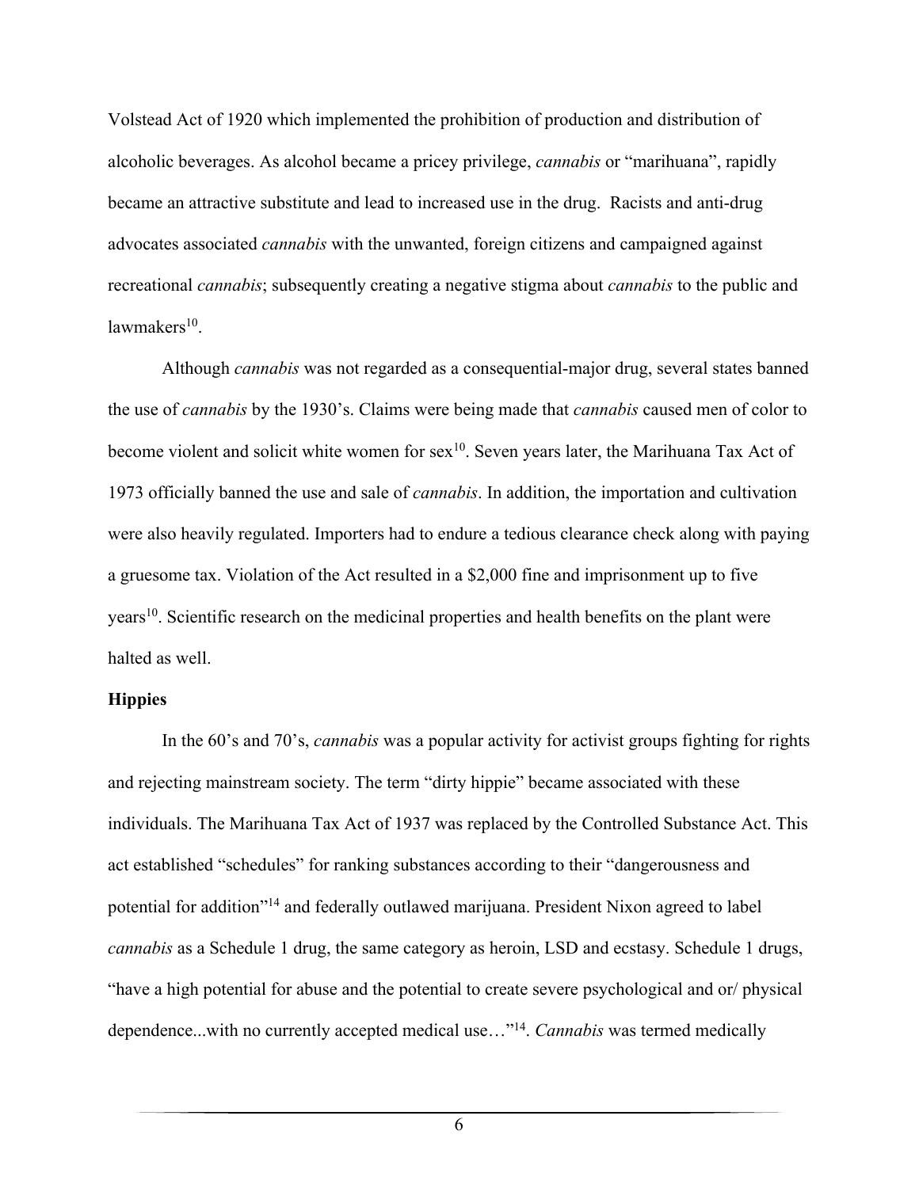Volstead Act of 1920 which implemented the prohibition of production and distribution of alcoholic beverages. As alcohol became a pricey privilege, *cannabis* or "marihuana", rapidly became an attractive substitute and lead to increased use in the drug. Racists and anti-drug advocates associated *cannabis* with the unwanted, foreign citizens and campaigned against recreational *cannabis*; subsequently creating a negative stigma about *cannabis* to the public and lawmakers[10].

Although *cannabis* was not regarded as a consequential-major drug, several states banned the use of *cannabis* by the 1930's. Claims were being made that *cannabis* caused men of color to become violent and solicit white women for sex[10]. Seven years later, the Marihuana Tax Act of 1973 officially banned the use and sale of *cannabis*. In addition, the importation and cultivation were also heavily regulated. Importers had to endure a tedious clearance check along with paying a gruesome tax. Violation of the Act resulted in a $2,000 fine and imprisonment up to five years[10]. Scientific research on the medicinal properties and health benefits on the plant were halted as well.

**Hippies**

In the 60's and 70's, *cannabis* was a popular activity for activist groups fighting for rights and rejecting mainstream society. The term "dirty hippie" became associated with these individuals. The Marihuana Tax Act of 1937 was replaced by the Controlled Substance Act. This act established "schedules" for ranking substances according to their "dangerousness and potential for addition"[14] and federally outlawed marijuana. President Nixon agreed to label *cannabis* as a Schedule 1 drug, the same category as heroin, LSD and ecstasy. Schedule 1 drugs, "have a high potential for abuse and the potential to create severe psychological and or/ physical dependence...with no currently accepted medical use…"[14]. *Cannabis* was termed medically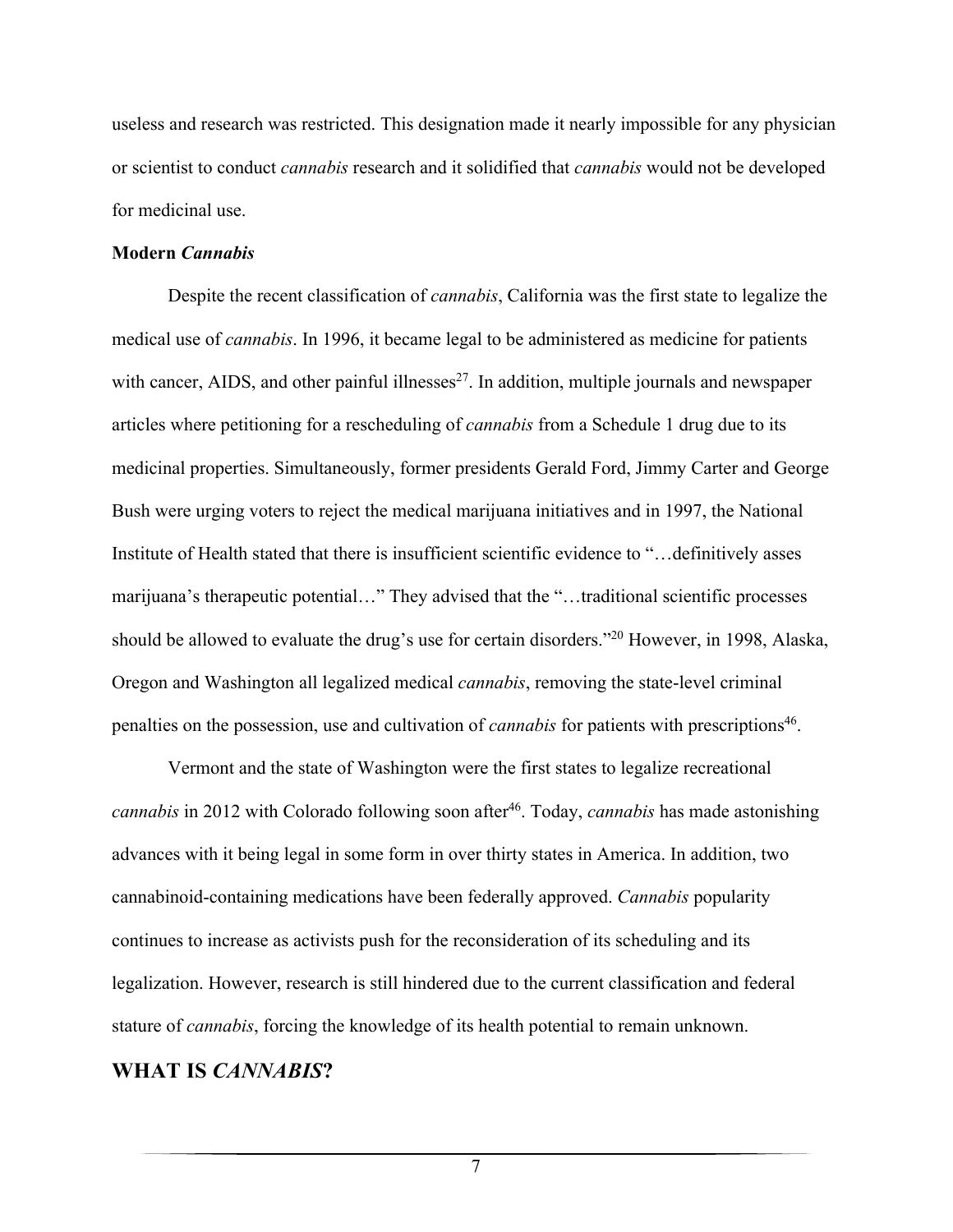useless and research was restricted. This designation made it nearly impossible for any physician or scientist to conduct *cannabis* research and it solidified that *cannabis* would not be developed for medicinal use.

### Modern *Cannabis*

Despite the recent classification of *cannabis*, California was the first state to legalize the medical use of *cannabis*. In 1996, it became legal to be administered as medicine for patients with cancer, AIDS, and other painful illnesses[27]. In addition, multiple journals and newspaper articles where petitioning for a rescheduling of *cannabis* from a Schedule 1 drug due to its medicinal properties. Simultaneously, former presidents Gerald Ford, Jimmy Carter and George Bush were urging voters to reject the medical marijuana initiatives and in 1997, the National Institute of Health stated that there is insufficient scientific evidence to "…definitively asses marijuana's therapeutic potential…" They advised that the "…traditional scientific processes should be allowed to evaluate the drug's use for certain disorders."[20] However, in 1998, Alaska, Oregon and Washington all legalized medical *cannabis*, removing the state-level criminal penalties on the possession, use and cultivation of *cannabis* for patients with prescriptions[46].

Vermont and the state of Washington were the first states to legalize recreational *cannabis* in 2012 with Colorado following soon after[46]. Today, *cannabis* has made astonishing advances with it being legal in some form in over thirty states in America. In addition, two cannabinoid-containing medications have been federally approved. *Cannabis* popularity continues to increase as activists push for the reconsideration of its scheduling and its legalization. However, research is still hindered due to the current classification and federal stature of *cannabis*, forcing the knowledge of its health potential to remain unknown.

## WHAT IS *CANNABIS*?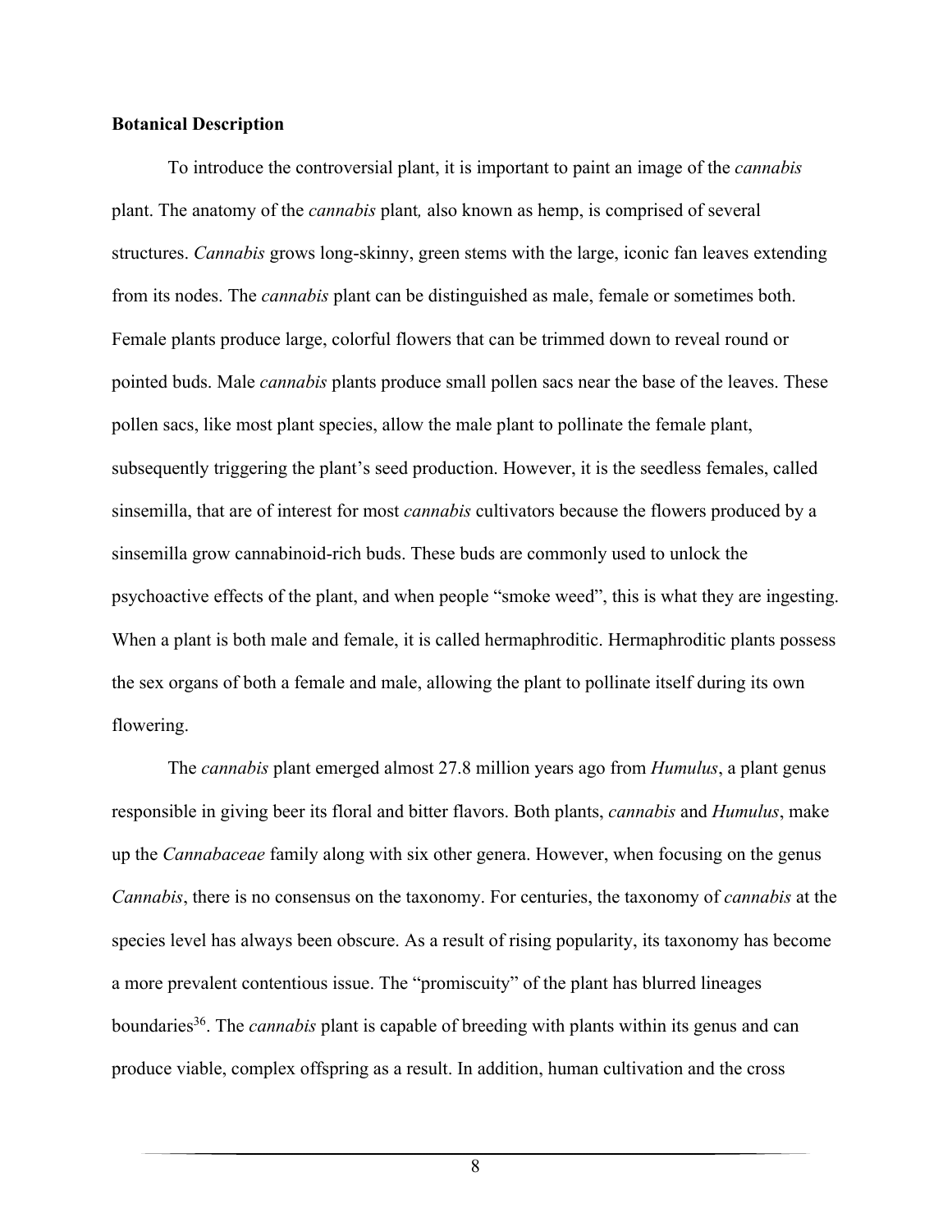**Botanical Description**

To introduce the controversial plant, it is important to paint an image of the *cannabis* plant. The anatomy of the *cannabis* plant*,* also known as hemp, is comprised of several structures. *Cannabis* grows long-skinny, green stems with the large, iconic fan leaves extending from its nodes. The *cannabis* plant can be distinguished as male, female or sometimes both. Female plants produce large, colorful flowers that can be trimmed down to reveal round or pointed buds. Male *cannabis* plants produce small pollen sacs near the base of the leaves. These pollen sacs, like most plant species, allow the male plant to pollinate the female plant, subsequently triggering the plant's seed production. However, it is the seedless females, called sinsemilla, that are of interest for most *cannabis* cultivators because the flowers produced by a sinsemilla grow cannabinoid-rich buds. These buds are commonly used to unlock the psychoactive effects of the plant, and when people "smoke weed", this is what they are ingesting. When a plant is both male and female, it is called hermaphroditic. Hermaphroditic plants possess the sex organs of both a female and male, allowing the plant to pollinate itself during its own flowering.

The *cannabis* plant emerged almost 27.8 million years ago from *Humulus*, a plant genus responsible in giving beer its floral and bitter flavors. Both plants, *cannabis* and *Humulus*, make up the *Cannabaceae* family along with six other genera. However, when focusing on the genus *Cannabis*, there is no consensus on the taxonomy. For centuries, the taxonomy of *cannabis* at the species level has always been obscure. As a result of rising popularity, its taxonomy has become a more prevalent contentious issue. The "promiscuity" of the plant has blurred lineages boundaries[36]. The *cannabis* plant is capable of breeding with plants within its genus and can produce viable, complex offspring as a result. In addition, human cultivation and the cross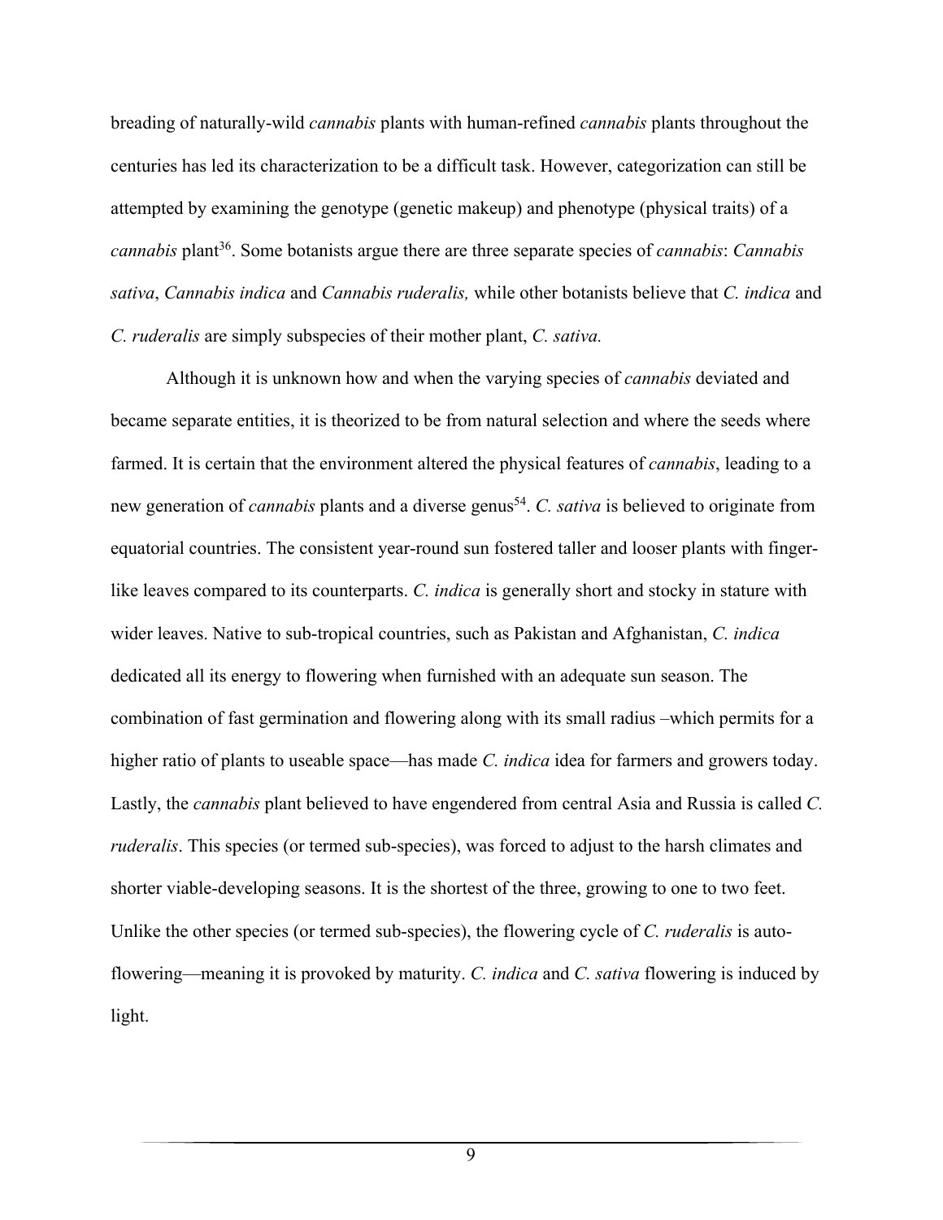breading of naturally-wild *cannabis* plants with human-refined *cannabis* plants throughout the centuries has led its characterization to be a difficult task. However, categorization can still be attempted by examining the genotype (genetic makeup) and phenotype (physical traits) of a *cannabis* plant[36]. Some botanists argue there are three separate species of *cannabis*: *Cannabis sativa*, *Cannabis indica* and *Cannabis ruderalis,* while other botanists believe that *C. indica* and *C. ruderalis* are simply subspecies of their mother plant, *C. sativa.*

Although it is unknown how and when the varying species of *cannabis* deviated and became separate entities, it is theorized to be from natural selection and where the seeds where farmed. It is certain that the environment altered the physical features of *cannabis*, leading to a new generation of *cannabis* plants and a diverse genus[54]. *C. sativa* is believed to originate from equatorial countries. The consistent year-round sun fostered taller and looser plants with finger-like leaves compared to its counterparts. *C. indica* is generally short and stocky in stature with wider leaves. Native to sub-tropical countries, such as Pakistan and Afghanistan, *C. indica* dedicated all its energy to flowering when furnished with an adequate sun season. The combination of fast germination and flowering along with its small radius –which permits for a higher ratio of plants to useable space—has made *C. indica* idea for farmers and growers today. Lastly, the *cannabis* plant believed to have engendered from central Asia and Russia is called *C. ruderalis*. This species (or termed sub-species), was forced to adjust to the harsh climates and shorter viable-developing seasons. It is the shortest of the three, growing to one to two feet. Unlike the other species (or termed sub-species), the flowering cycle of *C. ruderalis* is auto-flowering—meaning it is provoked by maturity. *C. indica* and *C. sativa* flowering is induced by light.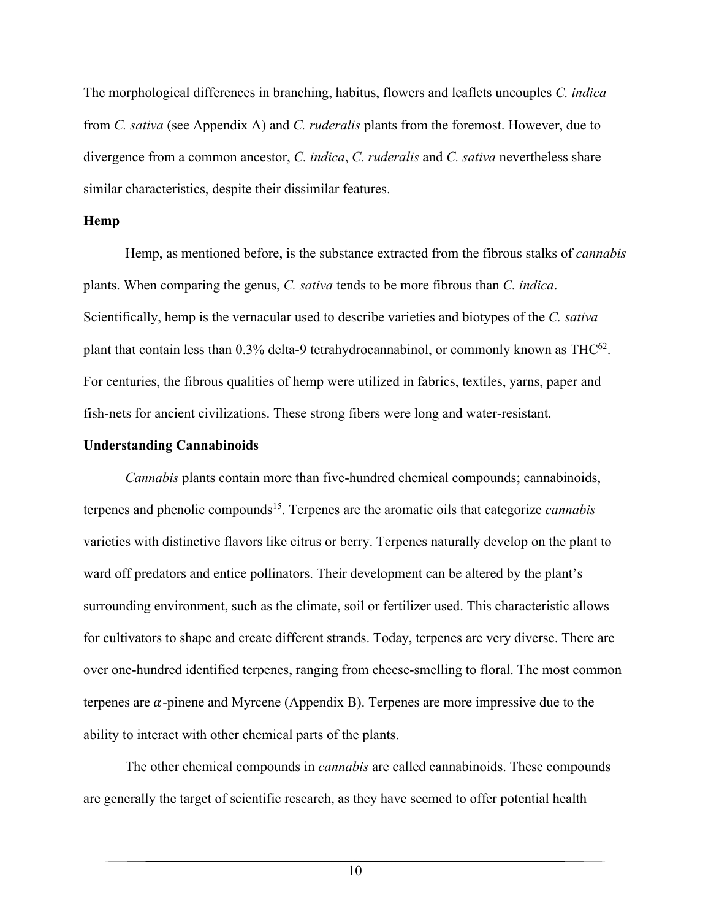The morphological differences in branching, habitus, flowers and leaflets uncouples *C. indica* from *C. sativa* (see Appendix A) and *C. ruderalis* plants from the foremost. However, due to divergence from a common ancestor, *C. indica*, *C. ruderalis* and *C. sativa* nevertheless share similar characteristics, despite their dissimilar features.

**Hemp**

Hemp, as mentioned before, is the substance extracted from the fibrous stalks of *cannabis* plants. When comparing the genus, *C. sativa* tends to be more fibrous than *C. indica*. Scientifically, hemp is the vernacular used to describe varieties and biotypes of the *C. sativa* plant that contain less than 0.3% delta-9 tetrahydrocannabinol, or commonly known as THC[62]. For centuries, the fibrous qualities of hemp were utilized in fabrics, textiles, yarns, paper and fish-nets for ancient civilizations. These strong fibers were long and water-resistant.

**Understanding Cannabinoids**

*Cannabis* plants contain more than five-hundred chemical compounds; cannabinoids, terpenes and phenolic compounds[15]. Terpenes are the aromatic oils that categorize *cannabis* varieties with distinctive flavors like citrus or berry. Terpenes naturally develop on the plant to ward off predators and entice pollinators. Their development can be altered by the plant's surrounding environment, such as the climate, soil or fertilizer used. This characteristic allows for cultivators to shape and create different strands. Today, terpenes are very diverse. There are over one-hundred identified terpenes, ranging from cheese-smelling to floral. The most common terpenes are $\alpha$-pinene and Myrcene (Appendix B). Terpenes are more impressive due to the ability to interact with other chemical parts of the plants.

The other chemical compounds in *cannabis* are called cannabinoids. These compounds are generally the target of scientific research, as they have seemed to offer potential health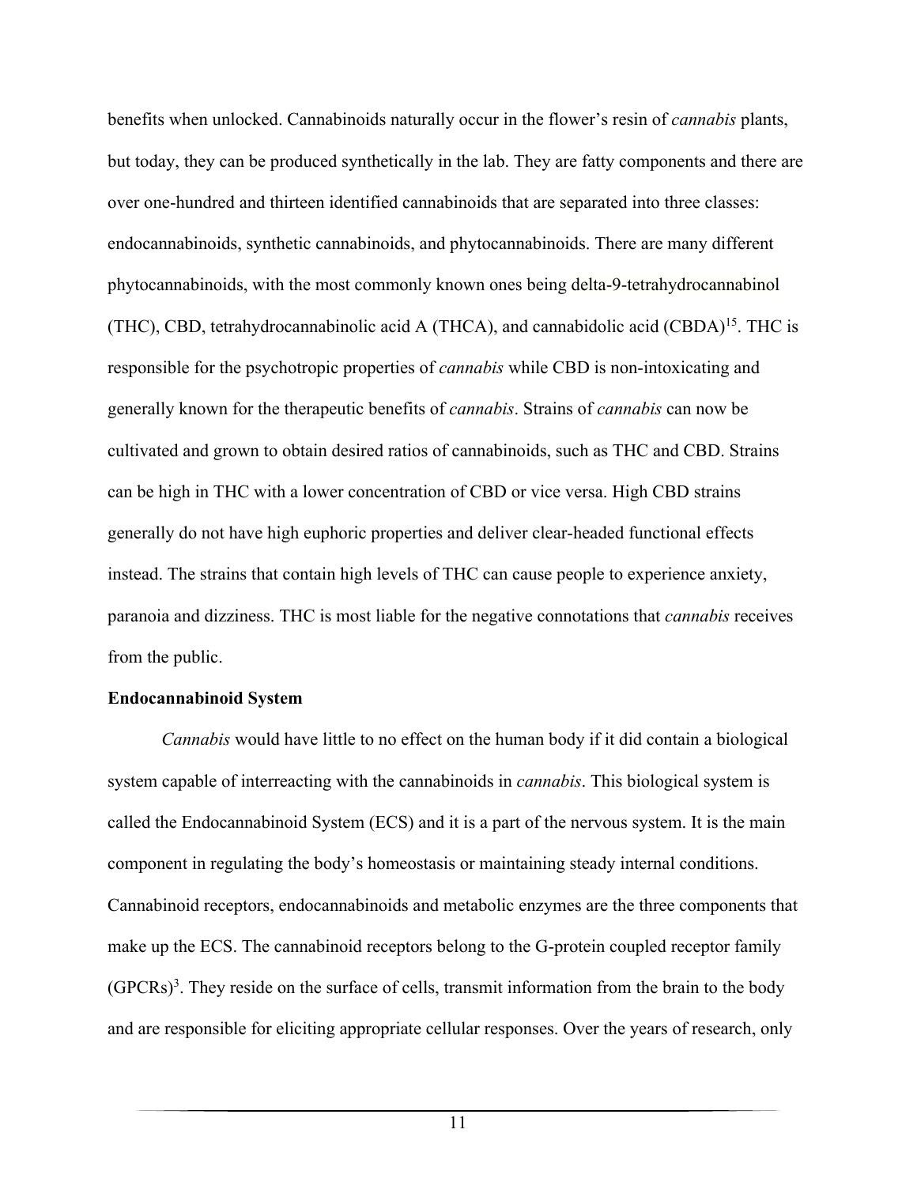benefits when unlocked. Cannabinoids naturally occur in the flower's resin of *cannabis* plants, but today, they can be produced synthetically in the lab. They are fatty components and there are over one-hundred and thirteen identified cannabinoids that are separated into three classes: endocannabinoids, synthetic cannabinoids, and phytocannabinoids. There are many different phytocannabinoids, with the most commonly known ones being delta-9-tetrahydrocannabinol (THC), CBD, tetrahydrocannabinolic acid A (THCA), and cannabidolic acid (CBDA)[15]. THC is responsible for the psychotropic properties of *cannabis* while CBD is non-intoxicating and generally known for the therapeutic benefits of *cannabis*. Strains of *cannabis* can now be cultivated and grown to obtain desired ratios of cannabinoids, such as THC and CBD. Strains can be high in THC with a lower concentration of CBD or vice versa. High CBD strains generally do not have high euphoric properties and deliver clear-headed functional effects instead. The strains that contain high levels of THC can cause people to experience anxiety, paranoia and dizziness. THC is most liable for the negative connotations that *cannabis* receives from the public.

**Endocannabinoid System**

*Cannabis* would have little to no effect on the human body if it did contain a biological system capable of interreacting with the cannabinoids in *cannabis*. This biological system is called the Endocannabinoid System (ECS) and it is a part of the nervous system. It is the main component in regulating the body's homeostasis or maintaining steady internal conditions. Cannabinoid receptors, endocannabinoids and metabolic enzymes are the three components that make up the ECS. The cannabinoid receptors belong to the G-protein coupled receptor family (GPCRs)[3]. They reside on the surface of cells, transmit information from the brain to the body and are responsible for eliciting appropriate cellular responses. Over the years of research, only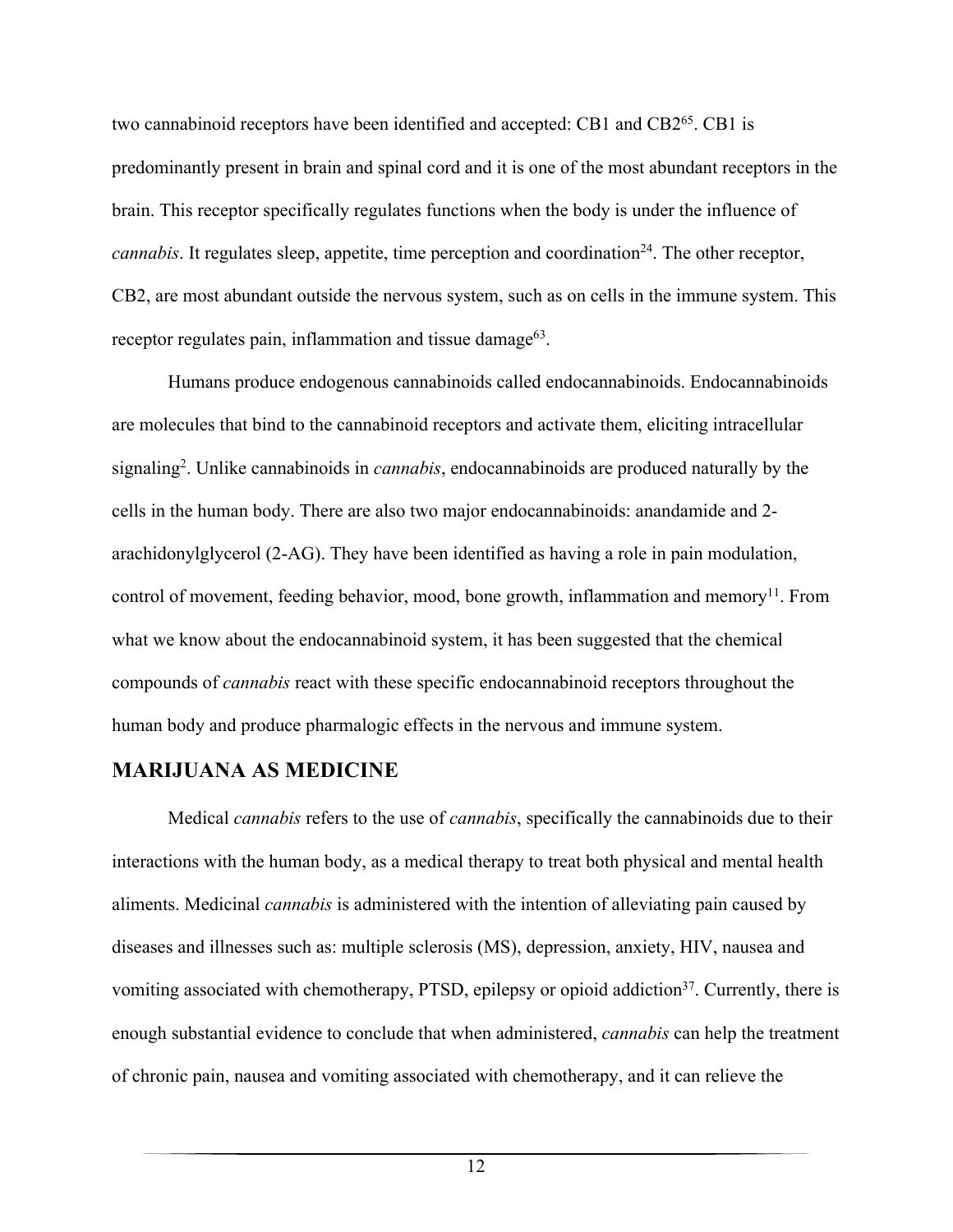two cannabinoid receptors have been identified and accepted: CB1 and CB2[65]. CB1 is predominantly present in brain and spinal cord and it is one of the most abundant receptors in the brain. This receptor specifically regulates functions when the body is under the influence of *cannabis*. It regulates sleep, appetite, time perception and coordination[24]. The other receptor, CB2, are most abundant outside the nervous system, such as on cells in the immune system. This receptor regulates pain, inflammation and tissue damage[63].

Humans produce endogenous cannabinoids called endocannabinoids. Endocannabinoids are molecules that bind to the cannabinoid receptors and activate them, eliciting intracellular signaling[2]. Unlike cannabinoids in *cannabis*, endocannabinoids are produced naturally by the cells in the human body. There are also two major endocannabinoids: anandamide and 2-arachidonylglycerol (2-AG). They have been identified as having a role in pain modulation, control of movement, feeding behavior, mood, bone growth, inflammation and memory[11]. From what we know about the endocannabinoid system, it has been suggested that the chemical compounds of *cannabis* react with these specific endocannabinoid receptors throughout the human body and produce pharmalogic effects in the nervous and immune system.

## MARIJUANA AS MEDICINE

Medical *cannabis* refers to the use of *cannabis*, specifically the cannabinoids due to their interactions with the human body, as a medical therapy to treat both physical and mental health aliments. Medicinal *cannabis* is administered with the intention of alleviating pain caused by diseases and illnesses such as: multiple sclerosis (MS), depression, anxiety, HIV, nausea and vomiting associated with chemotherapy, PTSD, epilepsy or opioid addiction[37]. Currently, there is enough substantial evidence to conclude that when administered, *cannabis* can help the treatment of chronic pain, nausea and vomiting associated with chemotherapy, and it can relieve the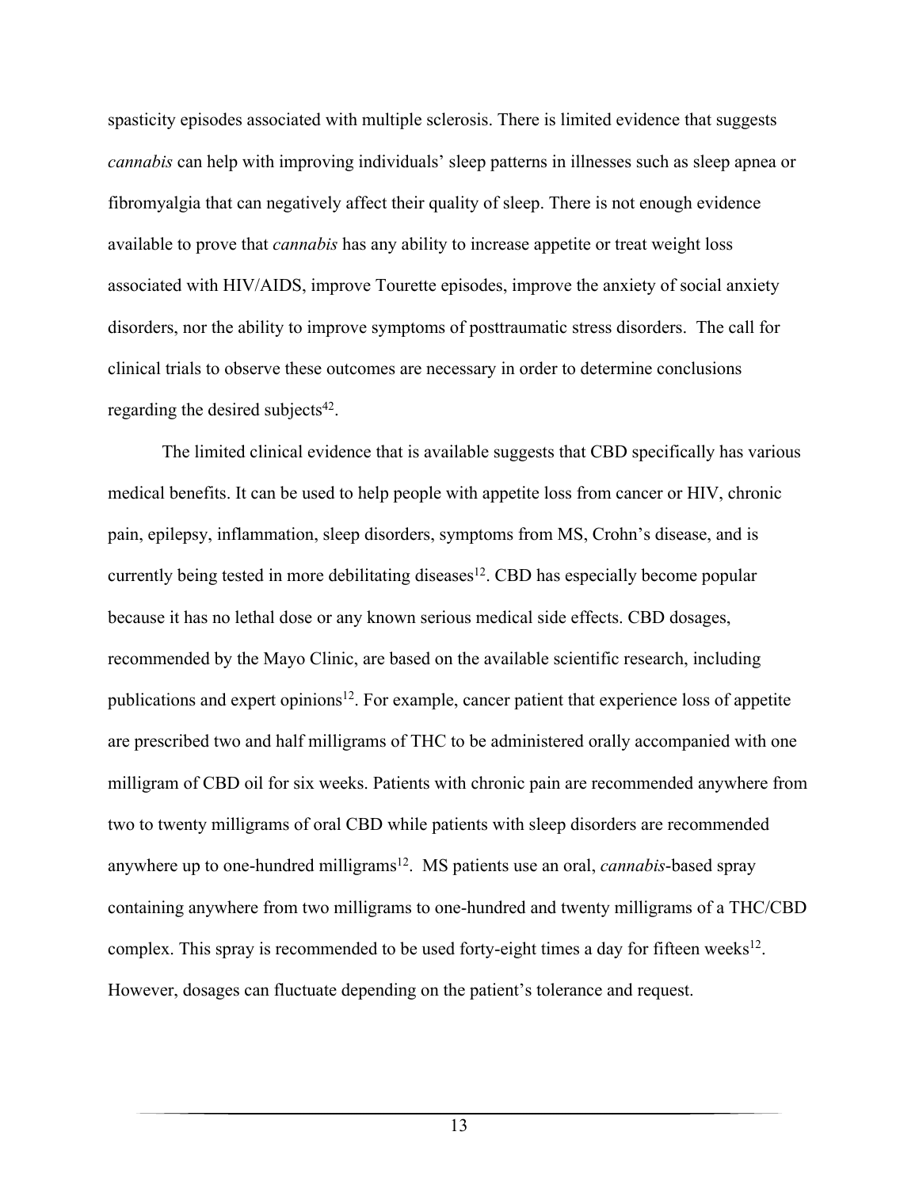spasticity episodes associated with multiple sclerosis. There is limited evidence that suggests *cannabis* can help with improving individuals' sleep patterns in illnesses such as sleep apnea or fibromyalgia that can negatively affect their quality of sleep. There is not enough evidence available to prove that *cannabis* has any ability to increase appetite or treat weight loss associated with HIV/AIDS, improve Tourette episodes, improve the anxiety of social anxiety disorders, nor the ability to improve symptoms of posttraumatic stress disorders. The call for clinical trials to observe these outcomes are necessary in order to determine conclusions regarding the desired subjects[42].

The limited clinical evidence that is available suggests that CBD specifically has various medical benefits. It can be used to help people with appetite loss from cancer or HIV, chronic pain, epilepsy, inflammation, sleep disorders, symptoms from MS, Crohn's disease, and is currently being tested in more debilitating diseases[12]. CBD has especially become popular because it has no lethal dose or any known serious medical side effects. CBD dosages, recommended by the Mayo Clinic, are based on the available scientific research, including publications and expert opinions[12]. For example, cancer patient that experience loss of appetite are prescribed two and half milligrams of THC to be administered orally accompanied with one milligram of CBD oil for six weeks. Patients with chronic pain are recommended anywhere from two to twenty milligrams of oral CBD while patients with sleep disorders are recommended anywhere up to one-hundred milligrams[12]. MS patients use an oral, *cannabis*-based spray containing anywhere from two milligrams to one-hundred and twenty milligrams of a THC/CBD complex. This spray is recommended to be used forty-eight times a day for fifteen weeks[12]. However, dosages can fluctuate depending on the patient's tolerance and request.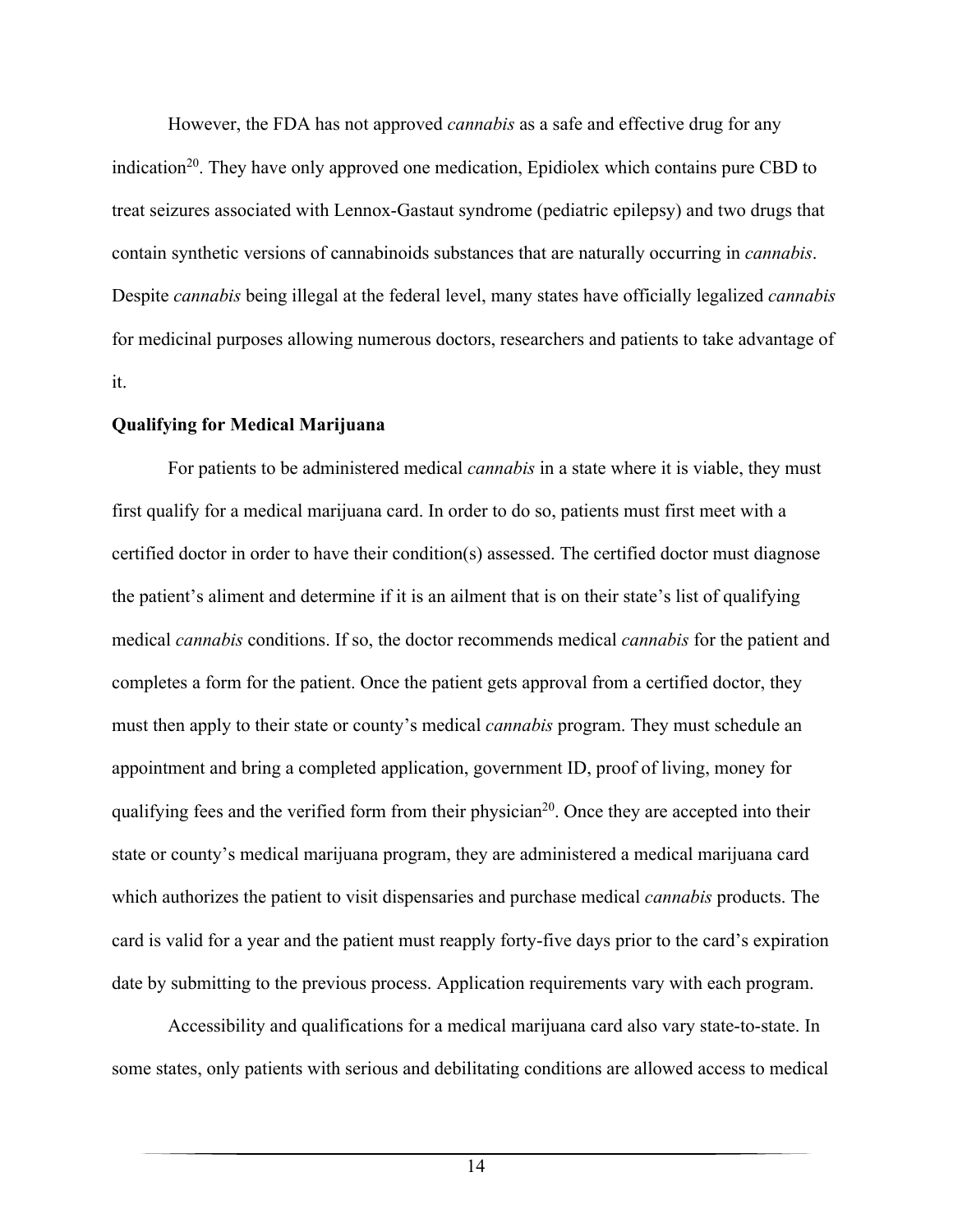However, the FDA has not approved *cannabis* as a safe and effective drug for any indication[20]. They have only approved one medication, Epidiolex which contains pure CBD to treat seizures associated with Lennox-Gastaut syndrome (pediatric epilepsy) and two drugs that contain synthetic versions of cannabinoids substances that are naturally occurring in *cannabis*. Despite *cannabis* being illegal at the federal level, many states have officially legalized *cannabis* for medicinal purposes allowing numerous doctors, researchers and patients to take advantage of it.

**Qualifying for Medical Marijuana**

For patients to be administered medical *cannabis* in a state where it is viable, they must first qualify for a medical marijuana card. In order to do so, patients must first meet with a certified doctor in order to have their condition(s) assessed. The certified doctor must diagnose the patient's aliment and determine if it is an ailment that is on their state's list of qualifying medical *cannabis* conditions. If so, the doctor recommends medical *cannabis* for the patient and completes a form for the patient. Once the patient gets approval from a certified doctor, they must then apply to their state or county's medical *cannabis* program. They must schedule an appointment and bring a completed application, government ID, proof of living, money for qualifying fees and the verified form from their physician[20]. Once they are accepted into their state or county's medical marijuana program, they are administered a medical marijuana card which authorizes the patient to visit dispensaries and purchase medical *cannabis* products. The card is valid for a year and the patient must reapply forty-five days prior to the card's expiration date by submitting to the previous process. Application requirements vary with each program.

Accessibility and qualifications for a medical marijuana card also vary state-to-state. In some states, only patients with serious and debilitating conditions are allowed access to medical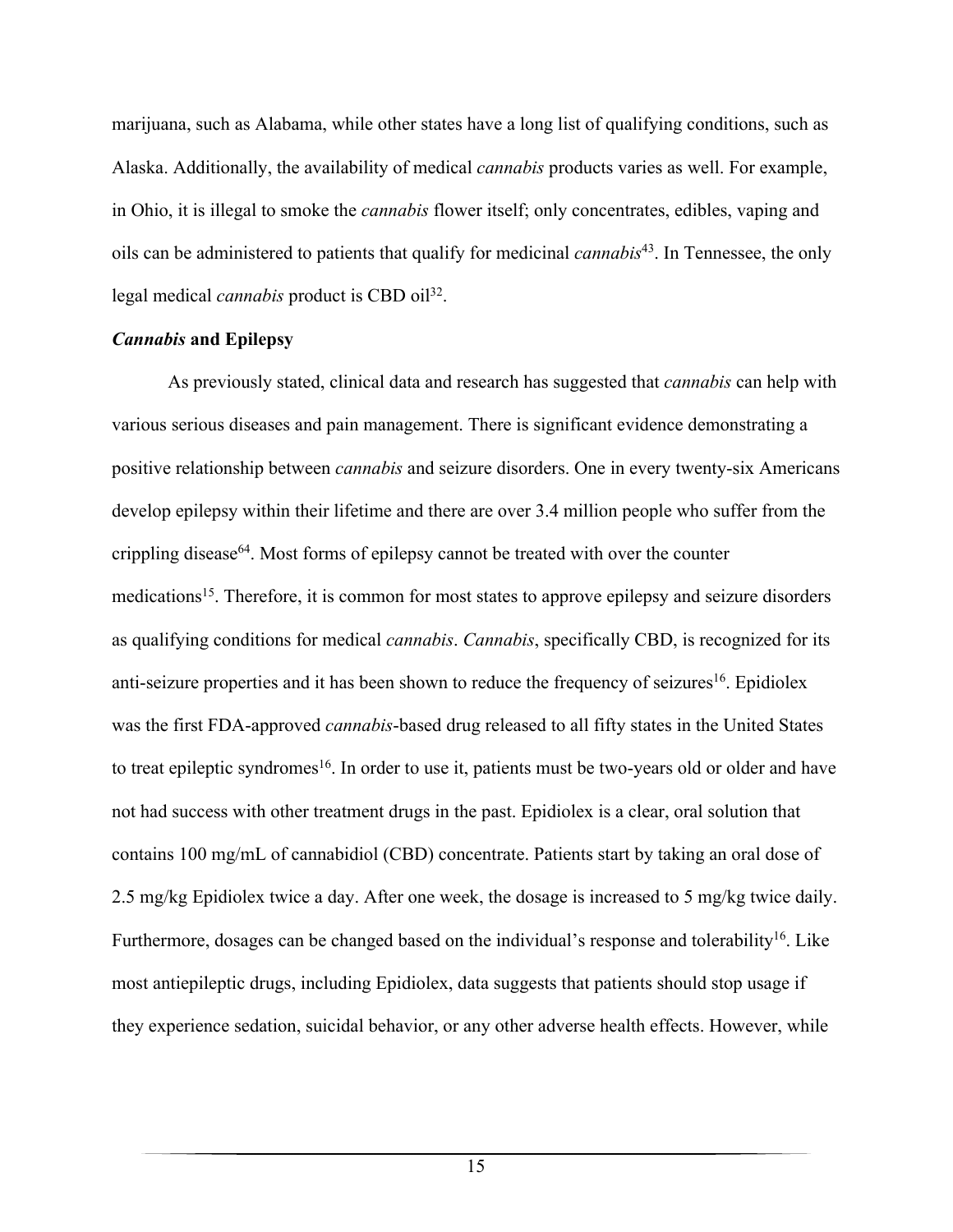marijuana, such as Alabama, while other states have a long list of qualifying conditions, such as Alaska. Additionally, the availability of medical *cannabis* products varies as well. For example, in Ohio, it is illegal to smoke the *cannabis* flower itself; only concentrates, edibles, vaping and oils can be administered to patients that qualify for medicinal *cannabis*[43]. In Tennessee, the only legal medical *cannabis* product is CBD oil[32].

### ***Cannabis* and Epilepsy**

As previously stated, clinical data and research has suggested that *cannabis* can help with various serious diseases and pain management. There is significant evidence demonstrating a positive relationship between *cannabis* and seizure disorders. One in every twenty-six Americans develop epilepsy within their lifetime and there are over 3.4 million people who suffer from the crippling disease[64]. Most forms of epilepsy cannot be treated with over the counter medications[15]. Therefore, it is common for most states to approve epilepsy and seizure disorders as qualifying conditions for medical *cannabis*. *Cannabis*, specifically CBD, is recognized for its anti-seizure properties and it has been shown to reduce the frequency of seizures[16]. Epidiolex was the first FDA-approved *cannabis*-based drug released to all fifty states in the United States to treat epileptic syndromes[16]. In order to use it, patients must be two-years old or older and have not had success with other treatment drugs in the past. Epidiolex is a clear, oral solution that contains 100 mg/mL of cannabidiol (CBD) concentrate. Patients start by taking an oral dose of 2.5 mg/kg Epidiolex twice a day. After one week, the dosage is increased to 5 mg/kg twice daily. Furthermore, dosages can be changed based on the individual's response and tolerability[16]. Like most antiepileptic drugs, including Epidiolex, data suggests that patients should stop usage if they experience sedation, suicidal behavior, or any other adverse health effects. However, while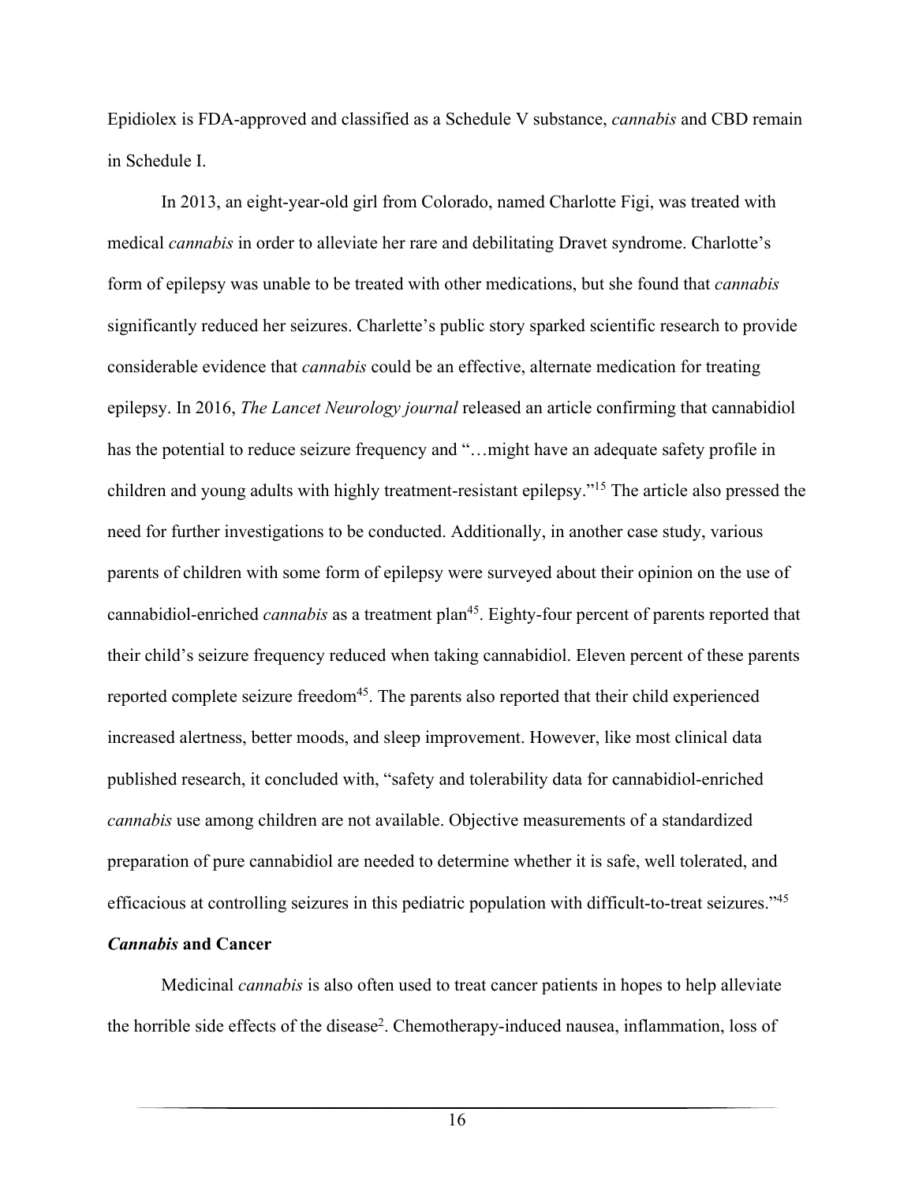Epidiolex is FDA-approved and classified as a Schedule V substance, *cannabis* and CBD remain in Schedule I.

In 2013, an eight-year-old girl from Colorado, named Charlotte Figi, was treated with medical *cannabis* in order to alleviate her rare and debilitating Dravet syndrome. Charlotte's form of epilepsy was unable to be treated with other medications, but she found that *cannabis* significantly reduced her seizures. Charlette's public story sparked scientific research to provide considerable evidence that *cannabis* could be an effective, alternate medication for treating epilepsy. In 2016, *The Lancet Neurology journal* released an article confirming that cannabidiol has the potential to reduce seizure frequency and "…might have an adequate safety profile in children and young adults with highly treatment-resistant epilepsy."[15] The article also pressed the need for further investigations to be conducted. Additionally, in another case study, various parents of children with some form of epilepsy were surveyed about their opinion on the use of cannabidiol-enriched *cannabis* as a treatment plan[45]. Eighty-four percent of parents reported that their child's seizure frequency reduced when taking cannabidiol. Eleven percent of these parents reported complete seizure freedom[45]. The parents also reported that their child experienced increased alertness, better moods, and sleep improvement. However, like most clinical data published research, it concluded with, "safety and tolerability data for cannabidiol-enriched *cannabis* use among children are not available. Objective measurements of a standardized preparation of pure cannabidiol are needed to determine whether it is safe, well tolerated, and efficacious at controlling seizures in this pediatric population with difficult-to-treat seizures."[45]

### ***Cannabis* and Cancer**

Medicinal *cannabis* is also often used to treat cancer patients in hopes to help alleviate the horrible side effects of the disease[2]. Chemotherapy-induced nausea, inflammation, loss of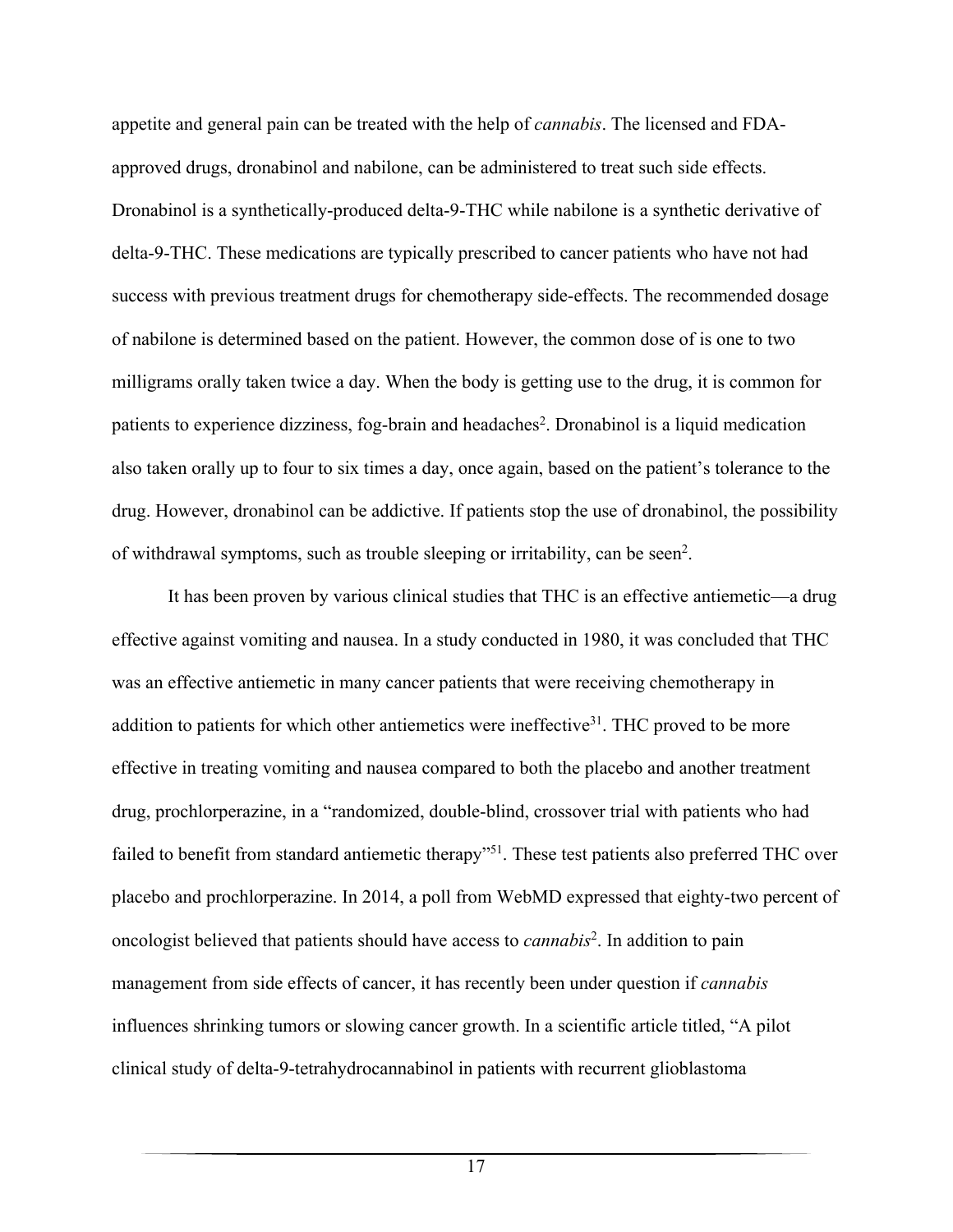appetite and general pain can be treated with the help of *cannabis*. The licensed and FDA-approved drugs, dronabinol and nabilone, can be administered to treat such side effects. Dronabinol is a synthetically-produced delta-9-THC while nabilone is a synthetic derivative of delta-9-THC. These medications are typically prescribed to cancer patients who have not had success with previous treatment drugs for chemotherapy side-effects. The recommended dosage of nabilone is determined based on the patient. However, the common dose of is one to two milligrams orally taken twice a day. When the body is getting use to the drug, it is common for patients to experience dizziness, fog-brain and headaches[2]. Dronabinol is a liquid medication also taken orally up to four to six times a day, once again, based on the patient's tolerance to the drug. However, dronabinol can be addictive. If patients stop the use of dronabinol, the possibility of withdrawal symptoms, such as trouble sleeping or irritability, can be seen[2].

It has been proven by various clinical studies that THC is an effective antiemetic—a drug effective against vomiting and nausea. In a study conducted in 1980, it was concluded that THC was an effective antiemetic in many cancer patients that were receiving chemotherapy in addition to patients for which other antiemetics were ineffective[31]. THC proved to be more effective in treating vomiting and nausea compared to both the placebo and another treatment drug, prochlorperazine, in a "randomized, double-blind, crossover trial with patients who had failed to benefit from standard antiemetic therapy"[51]. These test patients also preferred THC over placebo and prochlorperazine. In 2014, a poll from WebMD expressed that eighty-two percent of oncologist believed that patients should have access to *cannabis*[2]. In addition to pain management from side effects of cancer, it has recently been under question if *cannabis* influences shrinking tumors or slowing cancer growth. In a scientific article titled, "A pilot clinical study of delta-9-tetrahydrocannabinol in patients with recurrent glioblastoma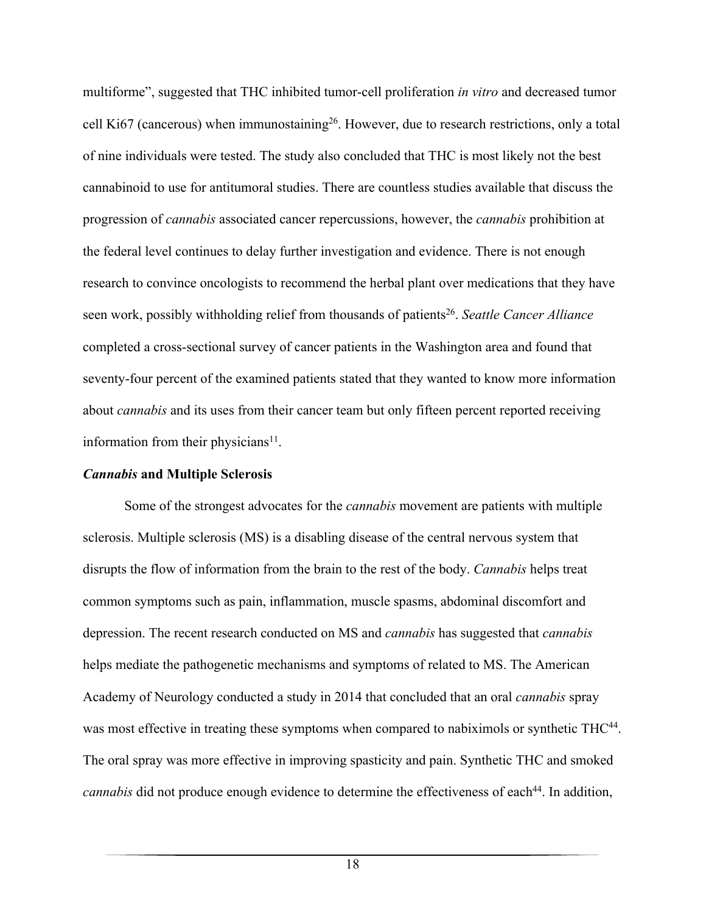multiforme", suggested that THC inhibited tumor-cell proliferation *in vitro* and decreased tumor cell Ki67 (cancerous) when immunostaining[26]. However, due to research restrictions, only a total of nine individuals were tested. The study also concluded that THC is most likely not the best cannabinoid to use for antitumoral studies. There are countless studies available that discuss the progression of *cannabis* associated cancer repercussions, however, the *cannabis* prohibition at the federal level continues to delay further investigation and evidence. There is not enough research to convince oncologists to recommend the herbal plant over medications that they have seen work, possibly withholding relief from thousands of patients[26]. *Seattle Cancer Alliance* completed a cross-sectional survey of cancer patients in the Washington area and found that seventy-four percent of the examined patients stated that they wanted to know more information about *cannabis* and its uses from their cancer team but only fifteen percent reported receiving information from their physicians[11].

### ***Cannabis*** **and Multiple Sclerosis**

Some of the strongest advocates for the *cannabis* movement are patients with multiple sclerosis. Multiple sclerosis (MS) is a disabling disease of the central nervous system that disrupts the flow of information from the brain to the rest of the body. *Cannabis* helps treat common symptoms such as pain, inflammation, muscle spasms, abdominal discomfort and depression. The recent research conducted on MS and *cannabis* has suggested that *cannabis* helps mediate the pathogenetic mechanisms and symptoms of related to MS. The American Academy of Neurology conducted a study in 2014 that concluded that an oral *cannabis* spray was most effective in treating these symptoms when compared to nabiximols or synthetic THC[44]. The oral spray was more effective in improving spasticity and pain. Synthetic THC and smoked *cannabis* did not produce enough evidence to determine the effectiveness of each[44]. In addition,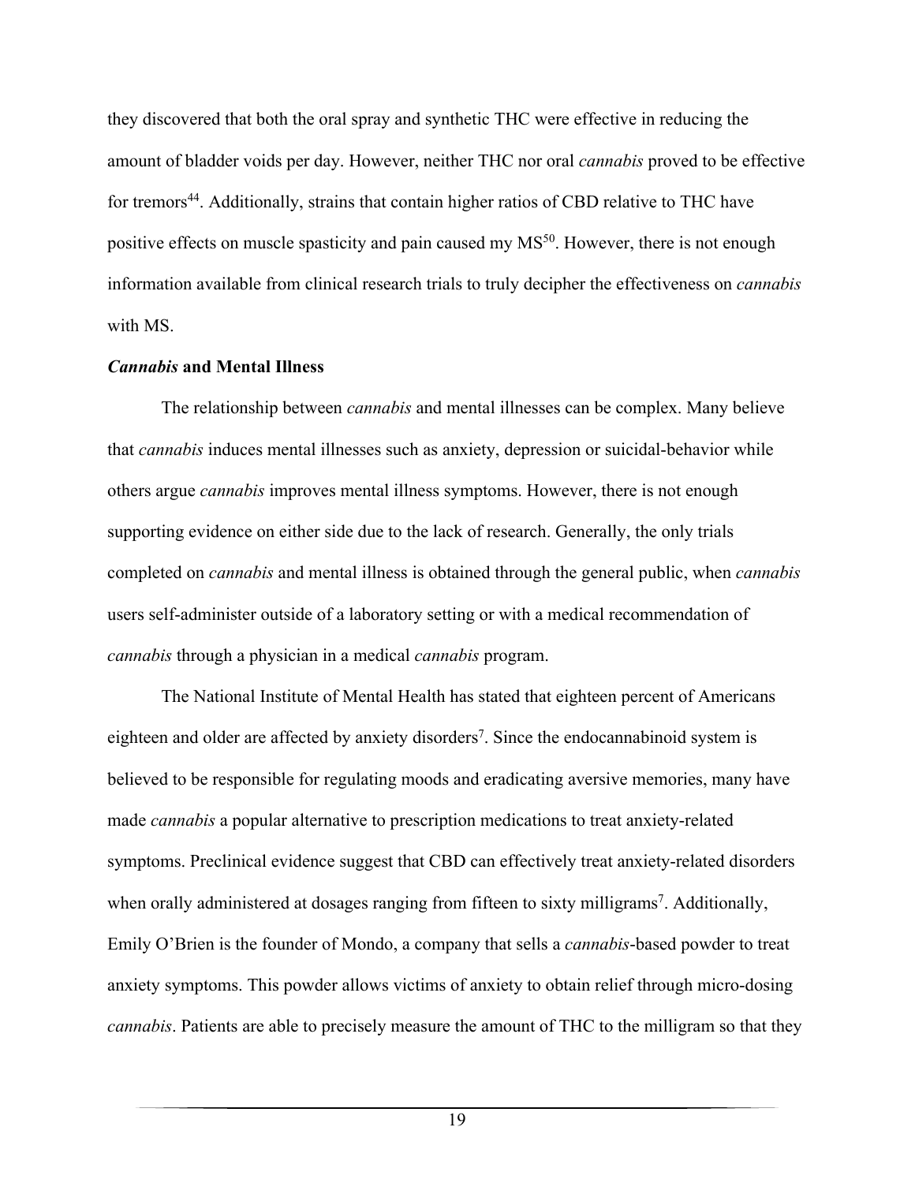they discovered that both the oral spray and synthetic THC were effective in reducing the amount of bladder voids per day. However, neither THC nor oral *cannabis* proved to be effective for tremors[44]. Additionally, strains that contain higher ratios of CBD relative to THC have positive effects on muscle spasticity and pain caused my MS[50]. However, there is not enough information available from clinical research trials to truly decipher the effectiveness on *cannabis* with MS.

### ***Cannabis* and Mental Illness**

The relationship between *cannabis* and mental illnesses can be complex. Many believe that *cannabis* induces mental illnesses such as anxiety, depression or suicidal-behavior while others argue *cannabis* improves mental illness symptoms. However, there is not enough supporting evidence on either side due to the lack of research. Generally, the only trials completed on *cannabis* and mental illness is obtained through the general public, when *cannabis* users self-administer outside of a laboratory setting or with a medical recommendation of *cannabis* through a physician in a medical *cannabis* program.

The National Institute of Mental Health has stated that eighteen percent of Americans eighteen and older are affected by anxiety disorders[7]. Since the endocannabinoid system is believed to be responsible for regulating moods and eradicating aversive memories, many have made *cannabis* a popular alternative to prescription medications to treat anxiety-related symptoms. Preclinical evidence suggest that CBD can effectively treat anxiety-related disorders when orally administered at dosages ranging from fifteen to sixty milligrams[7]. Additionally, Emily O'Brien is the founder of Mondo, a company that sells a *cannabis*-based powder to treat anxiety symptoms. This powder allows victims of anxiety to obtain relief through micro-dosing *cannabis*. Patients are able to precisely measure the amount of THC to the milligram so that they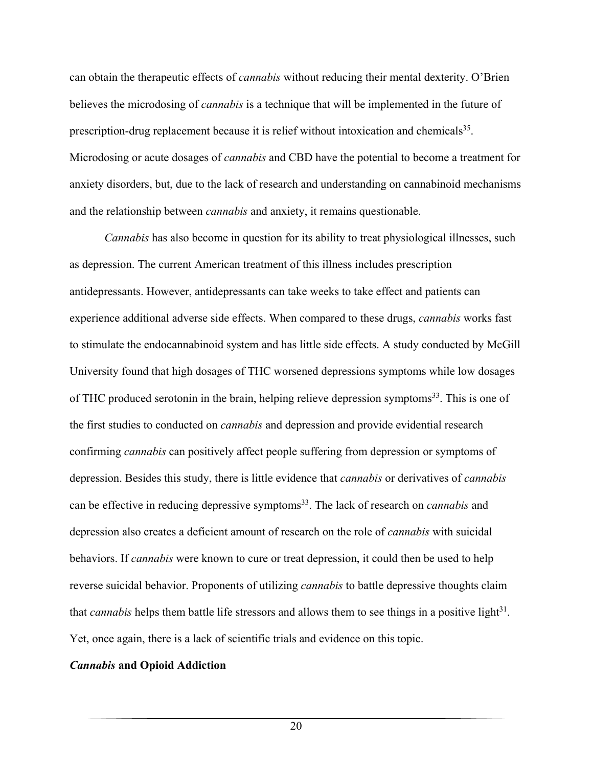can obtain the therapeutic effects of *cannabis* without reducing their mental dexterity. O'Brien believes the microdosing of *cannabis* is a technique that will be implemented in the future of prescription-drug replacement because it is relief without intoxication and chemicals[35]. Microdosing or acute dosages of *cannabis* and CBD have the potential to become a treatment for anxiety disorders, but, due to the lack of research and understanding on cannabinoid mechanisms and the relationship between *cannabis* and anxiety, it remains questionable.

*Cannabis* has also become in question for its ability to treat physiological illnesses, such as depression. The current American treatment of this illness includes prescription antidepressants. However, antidepressants can take weeks to take effect and patients can experience additional adverse side effects. When compared to these drugs, *cannabis* works fast to stimulate the endocannabinoid system and has little side effects. A study conducted by McGill University found that high dosages of THC worsened depressions symptoms while low dosages of THC produced serotonin in the brain, helping relieve depression symptoms[33]. This is one of the first studies to conducted on *cannabis* and depression and provide evidential research confirming *cannabis* can positively affect people suffering from depression or symptoms of depression. Besides this study, there is little evidence that *cannabis* or derivatives of *cannabis* can be effective in reducing depressive symptoms[33]. The lack of research on *cannabis* and depression also creates a deficient amount of research on the role of *cannabis* with suicidal behaviors. If *cannabis* were known to cure or treat depression, it could then be used to help reverse suicidal behavior. Proponents of utilizing *cannabis* to battle depressive thoughts claim that *cannabis* helps them battle life stressors and allows them to see things in a positive light[31]. Yet, once again, there is a lack of scientific trials and evidence on this topic.

### *Cannabis* and Opioid Addiction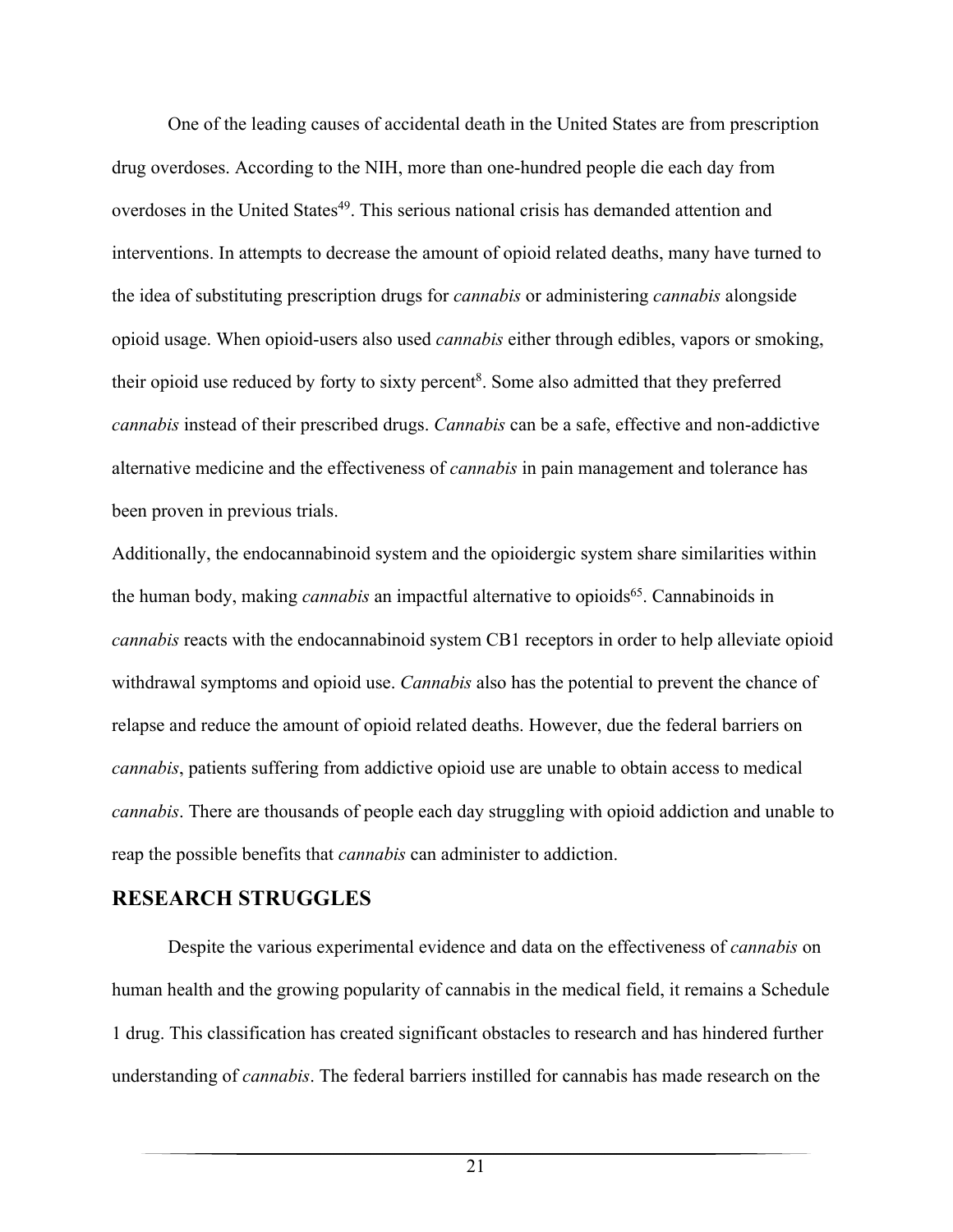One of the leading causes of accidental death in the United States are from prescription drug overdoses. According to the NIH, more than one-hundred people die each day from overdoses in the United States[49]. This serious national crisis has demanded attention and interventions. In attempts to decrease the amount of opioid related deaths, many have turned to the idea of substituting prescription drugs for *cannabis* or administering *cannabis* alongside opioid usage. When opioid-users also used *cannabis* either through edibles, vapors or smoking, their opioid use reduced by forty to sixty percent[8]. Some also admitted that they preferred *cannabis* instead of their prescribed drugs. *Cannabis* can be a safe, effective and non-addictive alternative medicine and the effectiveness of *cannabis* in pain management and tolerance has been proven in previous trials.

Additionally, the endocannabinoid system and the opioidergic system share similarities within the human body, making *cannabis* an impactful alternative to opioids[65]. Cannabinoids in *cannabis* reacts with the endocannabinoid system CB1 receptors in order to help alleviate opioid withdrawal symptoms and opioid use. *Cannabis* also has the potential to prevent the chance of relapse and reduce the amount of opioid related deaths. However, due the federal barriers on *cannabis*, patients suffering from addictive opioid use are unable to obtain access to medical *cannabis*. There are thousands of people each day struggling with opioid addiction and unable to reap the possible benefits that *cannabis* can administer to addiction.

## RESEARCH STRUGGLES

Despite the various experimental evidence and data on the effectiveness of *cannabis* on human health and the growing popularity of cannabis in the medical field, it remains a Schedule 1 drug. This classification has created significant obstacles to research and has hindered further understanding of *cannabis*. The federal barriers instilled for cannabis has made research on the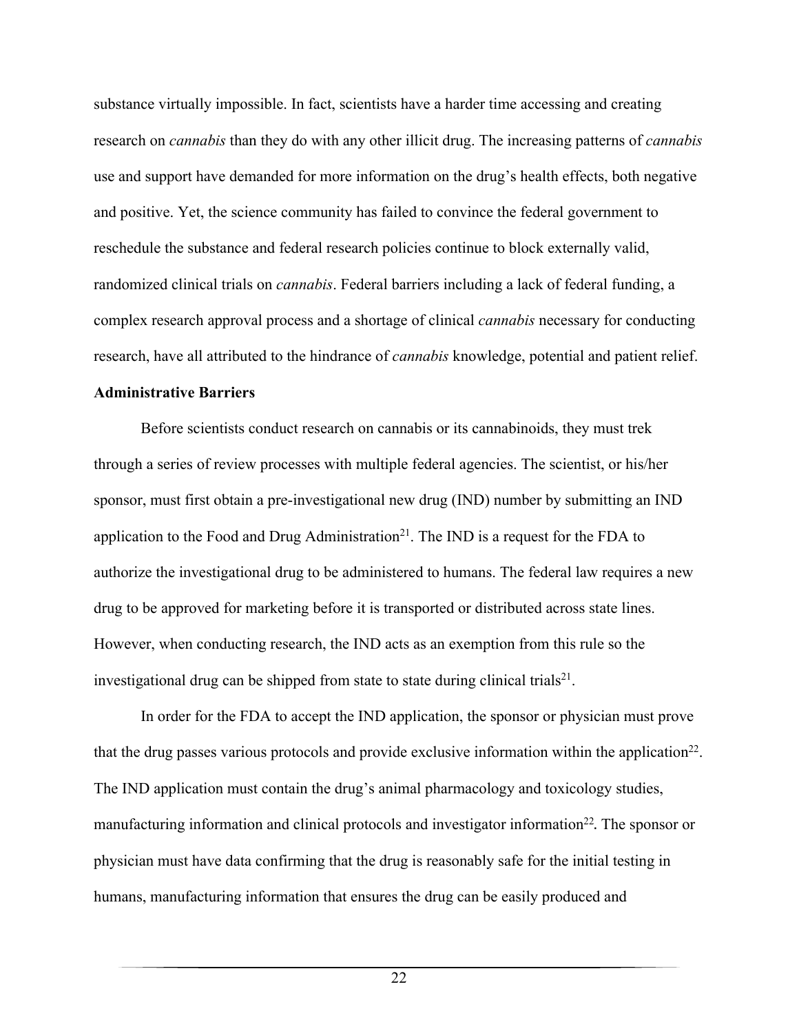substance virtually impossible. In fact, scientists have a harder time accessing and creating research on *cannabis* than they do with any other illicit drug. The increasing patterns of *cannabis* use and support have demanded for more information on the drug's health effects, both negative and positive. Yet, the science community has failed to convince the federal government to reschedule the substance and federal research policies continue to block externally valid, randomized clinical trials on *cannabis*. Federal barriers including a lack of federal funding, a complex research approval process and a shortage of clinical *cannabis* necessary for conducting research, have all attributed to the hindrance of *cannabis* knowledge, potential and patient relief.

**Administrative Barriers**

Before scientists conduct research on cannabis or its cannabinoids, they must trek through a series of review processes with multiple federal agencies. The scientist, or his/her sponsor, must first obtain a pre-investigational new drug (IND) number by submitting an IND application to the Food and Drug Administration[21]. The IND is a request for the FDA to authorize the investigational drug to be administered to humans. The federal law requires a new drug to be approved for marketing before it is transported or distributed across state lines. However, when conducting research, the IND acts as an exemption from this rule so the investigational drug can be shipped from state to state during clinical trials[21].

In order for the FDA to accept the IND application, the sponsor or physician must prove that the drug passes various protocols and provide exclusive information within the application[22]. The IND application must contain the drug's animal pharmacology and toxicology studies, manufacturing information and clinical protocols and investigator information[22]. The sponsor or physician must have data confirming that the drug is reasonably safe for the initial testing in humans, manufacturing information that ensures the drug can be easily produced and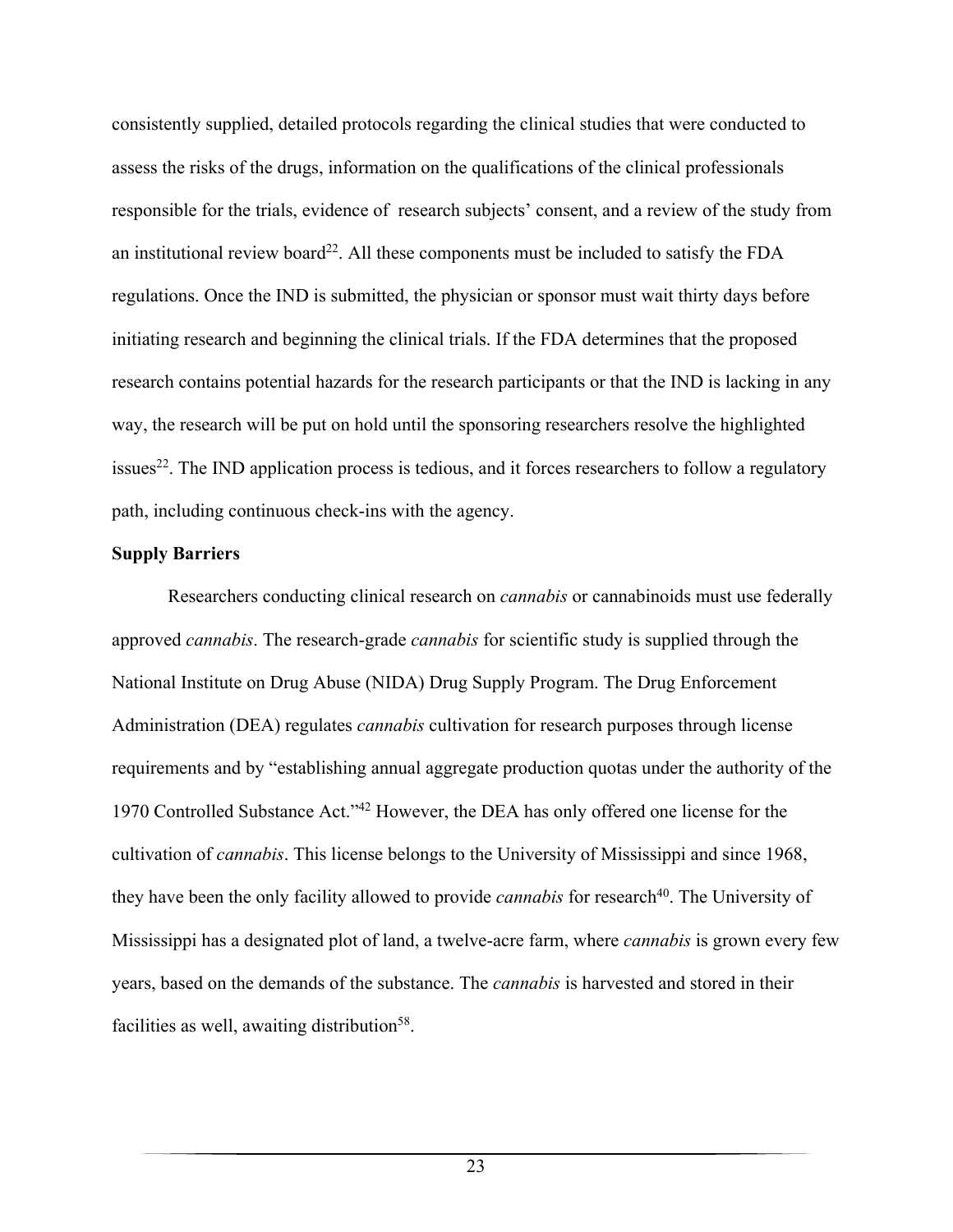consistently supplied, detailed protocols regarding the clinical studies that were conducted to assess the risks of the drugs, information on the qualifications of the clinical professionals responsible for the trials, evidence of research subjects' consent, and a review of the study from an institutional review board[22]. All these components must be included to satisfy the FDA regulations. Once the IND is submitted, the physician or sponsor must wait thirty days before initiating research and beginning the clinical trials. If the FDA determines that the proposed research contains potential hazards for the research participants or that the IND is lacking in any way, the research will be put on hold until the sponsoring researchers resolve the highlighted issues[22]. The IND application process is tedious, and it forces researchers to follow a regulatory path, including continuous check-ins with the agency.

**Supply Barriers**

Researchers conducting clinical research on *cannabis* or cannabinoids must use federally approved *cannabis*. The research-grade *cannabis* for scientific study is supplied through the National Institute on Drug Abuse (NIDA) Drug Supply Program. The Drug Enforcement Administration (DEA) regulates *cannabis* cultivation for research purposes through license requirements and by "establishing annual aggregate production quotas under the authority of the 1970 Controlled Substance Act."[42] However, the DEA has only offered one license for the cultivation of *cannabis*. This license belongs to the University of Mississippi and since 1968, they have been the only facility allowed to provide *cannabis* for research[40]. The University of Mississippi has a designated plot of land, a twelve-acre farm, where *cannabis* is grown every few years, based on the demands of the substance. The *cannabis* is harvested and stored in their facilities as well, awaiting distribution[58].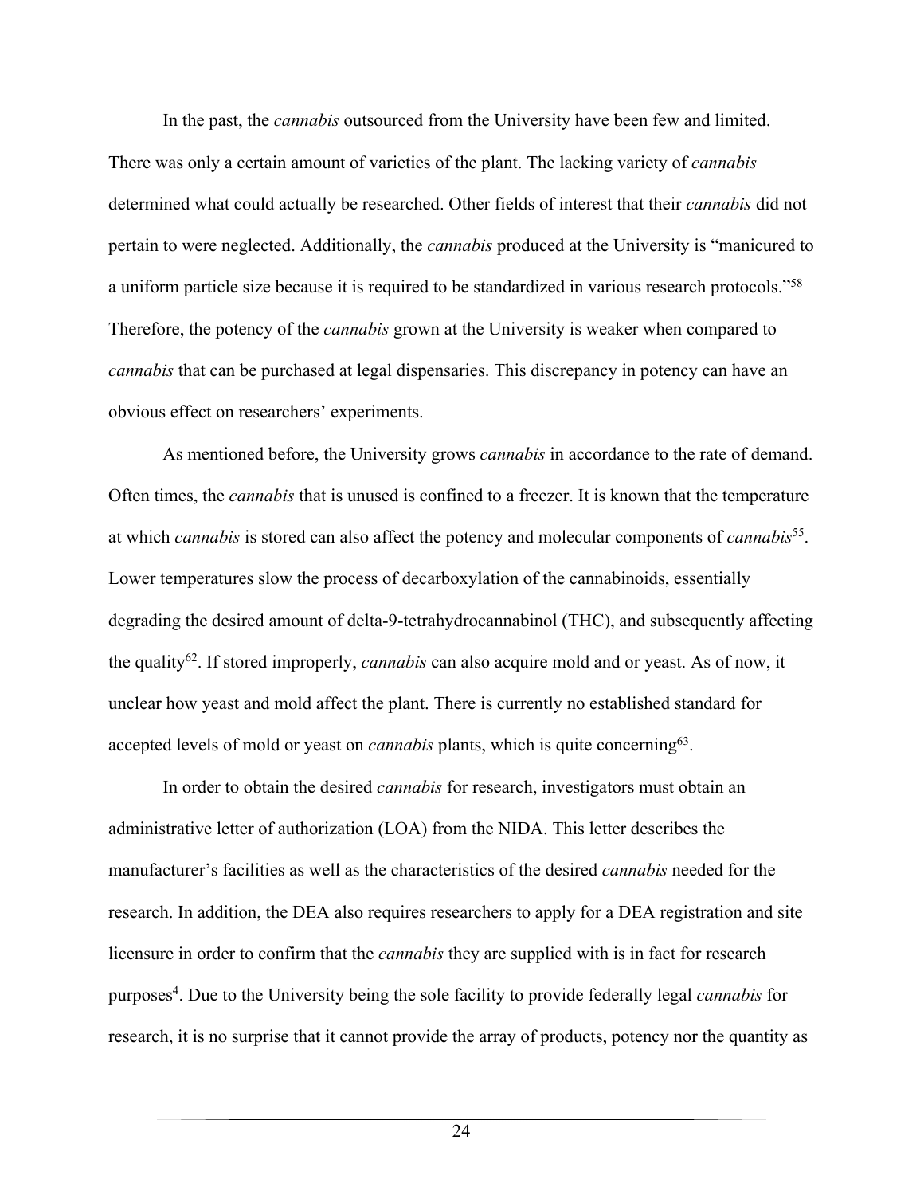In the past, the *cannabis* outsourced from the University have been few and limited. There was only a certain amount of varieties of the plant. The lacking variety of *cannabis* determined what could actually be researched. Other fields of interest that their *cannabis* did not pertain to were neglected. Additionally, the *cannabis* produced at the University is "manicured to a uniform particle size because it is required to be standardized in various research protocols."[58] Therefore, the potency of the *cannabis* grown at the University is weaker when compared to *cannabis* that can be purchased at legal dispensaries. This discrepancy in potency can have an obvious effect on researchers' experiments.

As mentioned before, the University grows *cannabis* in accordance to the rate of demand. Often times, the *cannabis* that is unused is confined to a freezer. It is known that the temperature at which *cannabis* is stored can also affect the potency and molecular components of *cannabis*[55]. Lower temperatures slow the process of decarboxylation of the cannabinoids, essentially degrading the desired amount of delta-9-tetrahydrocannabinol (THC), and subsequently affecting the quality[62]. If stored improperly, *cannabis* can also acquire mold and or yeast. As of now, it unclear how yeast and mold affect the plant. There is currently no established standard for accepted levels of mold or yeast on *cannabis* plants, which is quite concerning[63].

In order to obtain the desired *cannabis* for research, investigators must obtain an administrative letter of authorization (LOA) from the NIDA. This letter describes the manufacturer's facilities as well as the characteristics of the desired *cannabis* needed for the research. In addition, the DEA also requires researchers to apply for a DEA registration and site licensure in order to confirm that the *cannabis* they are supplied with is in fact for research purposes[4]. Due to the University being the sole facility to provide federally legal *cannabis* for research, it is no surprise that it cannot provide the array of products, potency nor the quantity as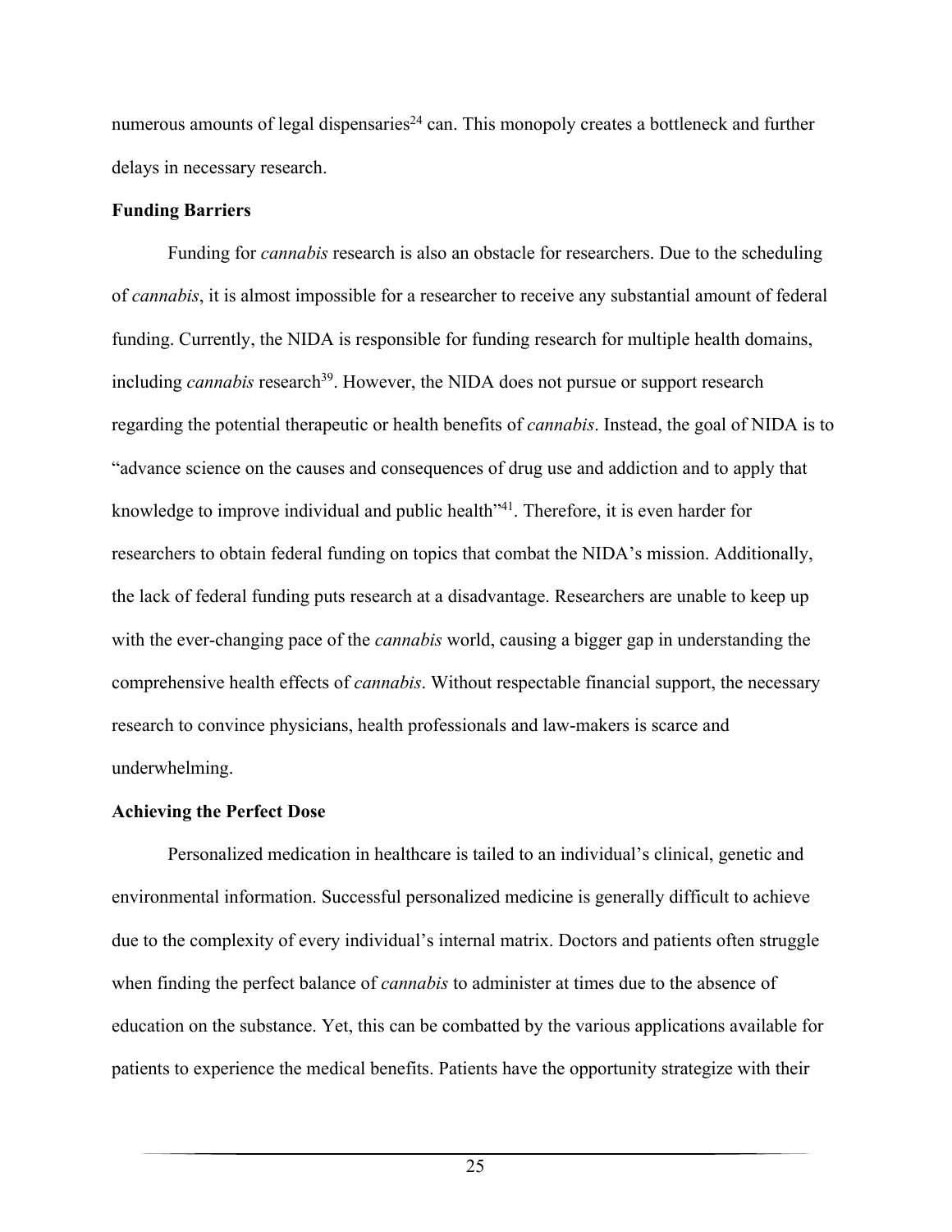numerous amounts of legal dispensaries[24] can. This monopoly creates a bottleneck and further delays in necessary research.

**Funding Barriers**

Funding for *cannabis* research is also an obstacle for researchers. Due to the scheduling of *cannabis*, it is almost impossible for a researcher to receive any substantial amount of federal funding. Currently, the NIDA is responsible for funding research for multiple health domains, including *cannabis* research[39]. However, the NIDA does not pursue or support research regarding the potential therapeutic or health benefits of *cannabis*. Instead, the goal of NIDA is to "advance science on the causes and consequences of drug use and addiction and to apply that knowledge to improve individual and public health"[41]. Therefore, it is even harder for researchers to obtain federal funding on topics that combat the NIDA's mission. Additionally, the lack of federal funding puts research at a disadvantage. Researchers are unable to keep up with the ever-changing pace of the *cannabis* world, causing a bigger gap in understanding the comprehensive health effects of *cannabis*. Without respectable financial support, the necessary research to convince physicians, health professionals and law-makers is scarce and underwhelming.

**Achieving the Perfect Dose**

Personalized medication in healthcare is tailed to an individual's clinical, genetic and environmental information. Successful personalized medicine is generally difficult to achieve due to the complexity of every individual's internal matrix. Doctors and patients often struggle when finding the perfect balance of *cannabis* to administer at times due to the absence of education on the substance. Yet, this can be combatted by the various applications available for patients to experience the medical benefits. Patients have the opportunity strategize with their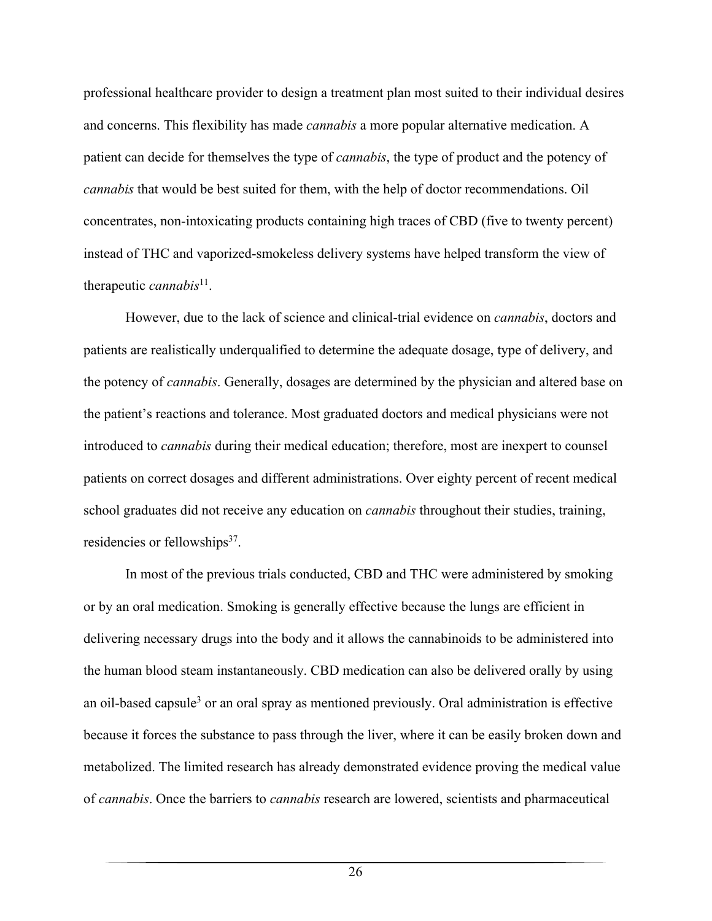professional healthcare provider to design a treatment plan most suited to their individual desires and concerns. This flexibility has made *cannabis* a more popular alternative medication. A patient can decide for themselves the type of *cannabis*, the type of product and the potency of *cannabis* that would be best suited for them, with the help of doctor recommendations. Oil concentrates, non-intoxicating products containing high traces of CBD (five to twenty percent) instead of THC and vaporized-smokeless delivery systems have helped transform the view of therapeutic *cannabis*[11].

However, due to the lack of science and clinical-trial evidence on *cannabis*, doctors and patients are realistically underqualified to determine the adequate dosage, type of delivery, and the potency of *cannabis*. Generally, dosages are determined by the physician and altered base on the patient's reactions and tolerance. Most graduated doctors and medical physicians were not introduced to *cannabis* during their medical education; therefore, most are inexpert to counsel patients on correct dosages and different administrations. Over eighty percent of recent medical school graduates did not receive any education on *cannabis* throughout their studies, training, residencies or fellowships[37].

In most of the previous trials conducted, CBD and THC were administered by smoking or by an oral medication. Smoking is generally effective because the lungs are efficient in delivering necessary drugs into the body and it allows the cannabinoids to be administered into the human blood steam instantaneously. CBD medication can also be delivered orally by using an oil-based capsule[3] or an oral spray as mentioned previously. Oral administration is effective because it forces the substance to pass through the liver, where it can be easily broken down and metabolized. The limited research has already demonstrated evidence proving the medical value of *cannabis*. Once the barriers to *cannabis* research are lowered, scientists and pharmaceutical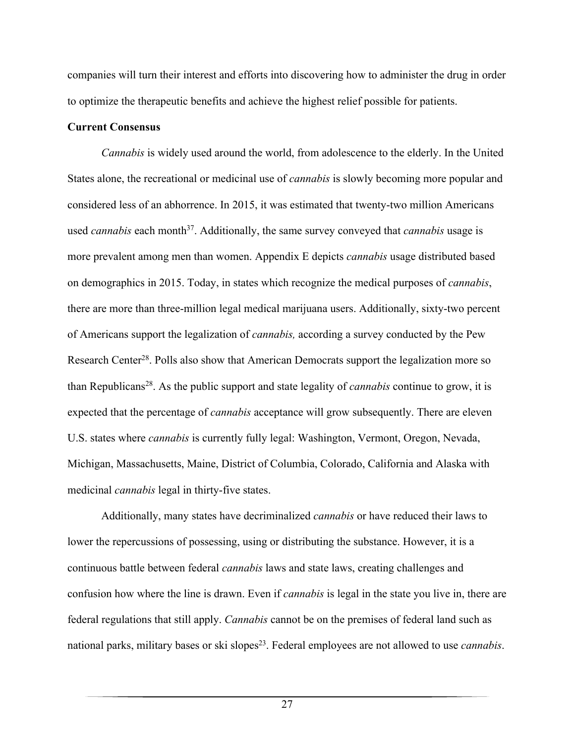companies will turn their interest and efforts into discovering how to administer the drug in order to optimize the therapeutic benefits and achieve the highest relief possible for patients.

**Current Consensus**

*Cannabis* is widely used around the world, from adolescence to the elderly. In the United States alone, the recreational or medicinal use of *cannabis* is slowly becoming more popular and considered less of an abhorrence. In 2015, it was estimated that twenty-two million Americans used *cannabis* each month[37]. Additionally, the same survey conveyed that *cannabis* usage is more prevalent among men than women. Appendix E depicts *cannabis* usage distributed based on demographics in 2015. Today, in states which recognize the medical purposes of *cannabis*, there are more than three-million legal medical marijuana users. Additionally, sixty-two percent of Americans support the legalization of *cannabis,* according a survey conducted by the Pew Research Center[28]. Polls also show that American Democrats support the legalization more so than Republicans[28]. As the public support and state legality of *cannabis* continue to grow, it is expected that the percentage of *cannabis* acceptance will grow subsequently. There are eleven U.S. states where *cannabis* is currently fully legal: Washington, Vermont, Oregon, Nevada, Michigan, Massachusetts, Maine, District of Columbia, Colorado, California and Alaska with medicinal *cannabis* legal in thirty-five states.

Additionally, many states have decriminalized *cannabis* or have reduced their laws to lower the repercussions of possessing, using or distributing the substance. However, it is a continuous battle between federal *cannabis* laws and state laws, creating challenges and confusion how where the line is drawn. Even if *cannabis* is legal in the state you live in, there are federal regulations that still apply. *Cannabis* cannot be on the premises of federal land such as national parks, military bases or ski slopes[23]. Federal employees are not allowed to use *cannabis*.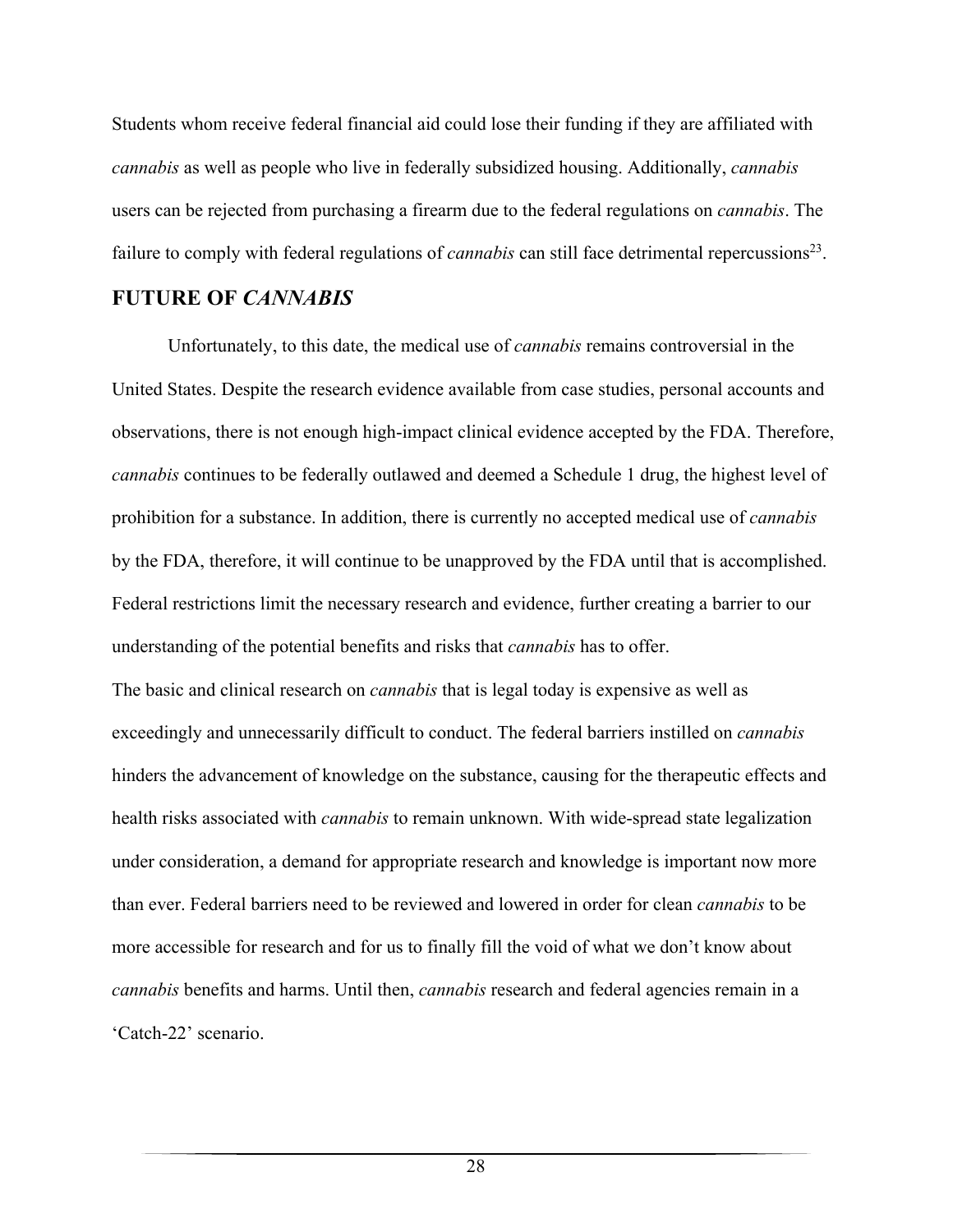Students whom receive federal financial aid could lose their funding if they are affiliated with *cannabis* as well as people who live in federally subsidized housing. Additionally, *cannabis* users can be rejected from purchasing a firearm due to the federal regulations on *cannabis*. The failure to comply with federal regulations of *cannabis* can still face detrimental repercussions[23].

## FUTURE OF *CANNABIS*

Unfortunately, to this date, the medical use of *cannabis* remains controversial in the United States. Despite the research evidence available from case studies, personal accounts and observations, there is not enough high-impact clinical evidence accepted by the FDA. Therefore, *cannabis* continues to be federally outlawed and deemed a Schedule 1 drug, the highest level of prohibition for a substance. In addition, there is currently no accepted medical use of *cannabis* by the FDA, therefore, it will continue to be unapproved by the FDA until that is accomplished. Federal restrictions limit the necessary research and evidence, further creating a barrier to our understanding of the potential benefits and risks that *cannabis* has to offer.

The basic and clinical research on *cannabis* that is legal today is expensive as well as exceedingly and unnecessarily difficult to conduct. The federal barriers instilled on *cannabis* hinders the advancement of knowledge on the substance, causing for the therapeutic effects and health risks associated with *cannabis* to remain unknown. With wide-spread state legalization under consideration, a demand for appropriate research and knowledge is important now more than ever. Federal barriers need to be reviewed and lowered in order for clean *cannabis* to be more accessible for research and for us to finally fill the void of what we don't know about *cannabis* benefits and harms. Until then, *cannabis* research and federal agencies remain in a 'Catch-22' scenario.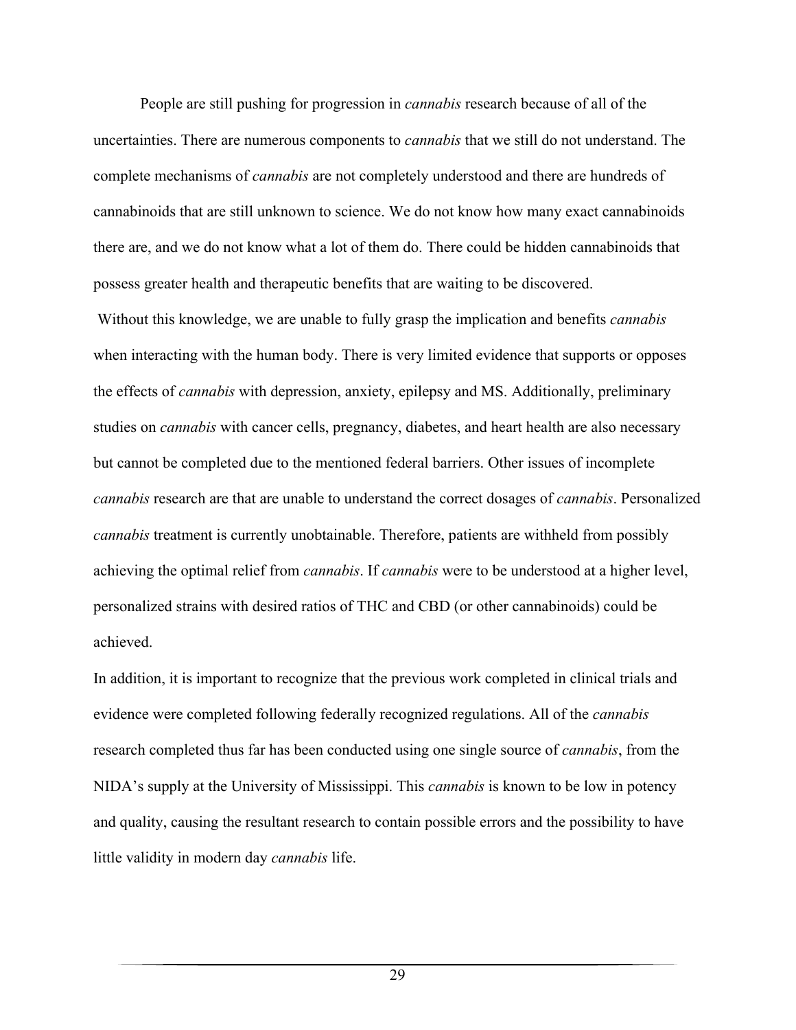People are still pushing for progression in *cannabis* research because of all of the uncertainties. There are numerous components to *cannabis* that we still do not understand. The complete mechanisms of *cannabis* are not completely understood and there are hundreds of cannabinoids that are still unknown to science. We do not know how many exact cannabinoids there are, and we do not know what a lot of them do. There could be hidden cannabinoids that possess greater health and therapeutic benefits that are waiting to be discovered.

Without this knowledge, we are unable to fully grasp the implication and benefits *cannabis* when interacting with the human body. There is very limited evidence that supports or opposes the effects of *cannabis* with depression, anxiety, epilepsy and MS. Additionally, preliminary studies on *cannabis* with cancer cells, pregnancy, diabetes, and heart health are also necessary but cannot be completed due to the mentioned federal barriers. Other issues of incomplete *cannabis* research are that are unable to understand the correct dosages of *cannabis*. Personalized *cannabis* treatment is currently unobtainable. Therefore, patients are withheld from possibly achieving the optimal relief from *cannabis*. If *cannabis* were to be understood at a higher level, personalized strains with desired ratios of THC and CBD (or other cannabinoids) could be achieved.

In addition, it is important to recognize that the previous work completed in clinical trials and evidence were completed following federally recognized regulations. All of the *cannabis* research completed thus far has been conducted using one single source of *cannabis*, from the NIDA's supply at the University of Mississippi. This *cannabis* is known to be low in potency and quality, causing the resultant research to contain possible errors and the possibility to have little validity in modern day *cannabis* life.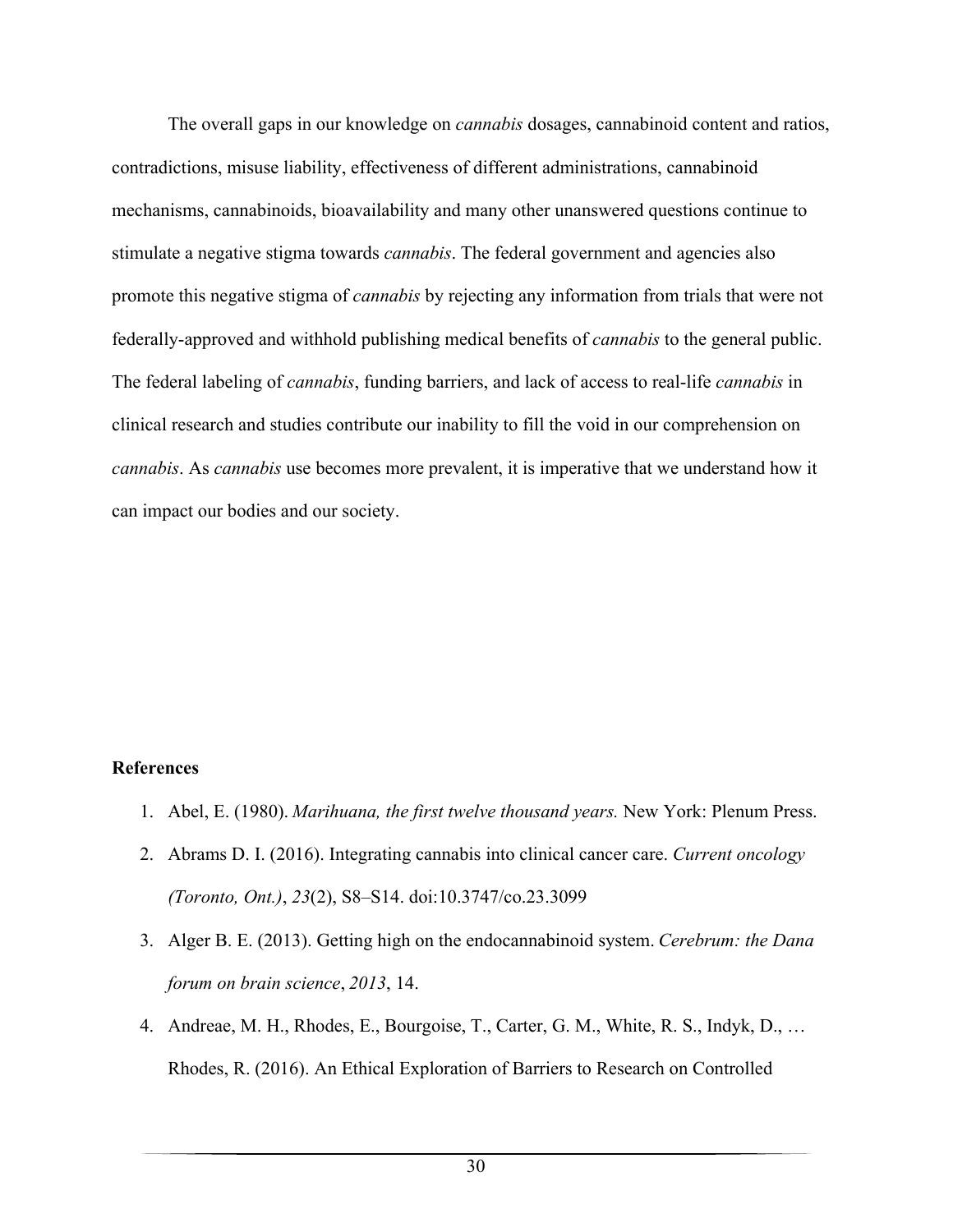The overall gaps in our knowledge on *cannabis* dosages, cannabinoid content and ratios, contradictions, misuse liability, effectiveness of different administrations, cannabinoid mechanisms, cannabinoids, bioavailability and many other unanswered questions continue to stimulate a negative stigma towards *cannabis*. The federal government and agencies also promote this negative stigma of *cannabis* by rejecting any information from trials that were not federally-approved and withhold publishing medical benefits of *cannabis* to the general public. The federal labeling of *cannabis*, funding barriers, and lack of access to real-life *cannabis* in clinical research and studies contribute our inability to fill the void in our comprehension on *cannabis*. As *cannabis* use becomes more prevalent, it is imperative that we understand how it can impact our bodies and our society.

**References**

1. Abel, E. (1980). *Marihuana, the first twelve thousand years.* New York: Plenum Press.
2. Abrams D. I. (2016). Integrating cannabis into clinical cancer care. *Current oncology (Toronto, Ont.)*, *23*(2), S8–S14. doi:10.3747/co.23.3099
3. Alger B. E. (2013). Getting high on the endocannabinoid system. *Cerebrum: the Dana forum on brain science*, *2013*, 14.
4. Andreae, M. H., Rhodes, E., Bourgoise, T., Carter, G. M., White, R. S., Indyk, D., … Rhodes, R. (2016). An Ethical Exploration of Barriers to Research on Controlled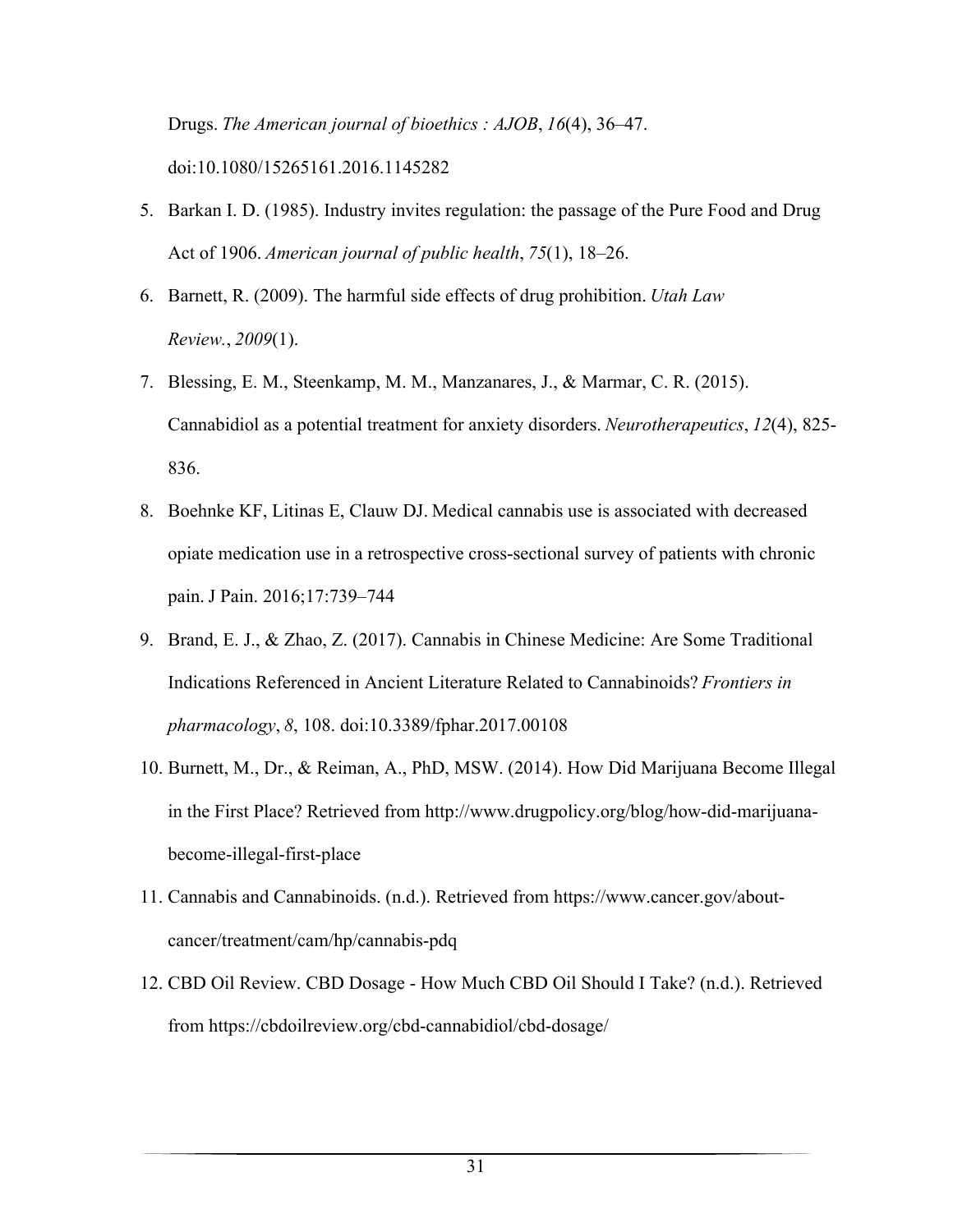Drugs. *The American journal of bioethics : AJOB*, *16*(4), 36–47. doi:10.1080/15265161.2016.1145282

5. Barkan I. D. (1985). Industry invites regulation: the passage of the Pure Food and Drug Act of 1906. *American journal of public health*, *75*(1), 18–26.
6. Barnett, R. (2009). The harmful side effects of drug prohibition. *Utah Law Review.*, *2009*(1).
7. Blessing, E. M., Steenkamp, M. M., Manzanares, J., & Marmar, C. R. (2015). Cannabidiol as a potential treatment for anxiety disorders. *Neurotherapeutics*, *12*(4), 825-836.
8. Boehnke KF, Litinas E, Clauw DJ. Medical cannabis use is associated with decreased opiate medication use in a retrospective cross-sectional survey of patients with chronic pain. J Pain. 2016;17:739–744
9. Brand, E. J., & Zhao, Z. (2017). Cannabis in Chinese Medicine: Are Some Traditional Indications Referenced in Ancient Literature Related to Cannabinoids? *Frontiers in pharmacology*, *8*, 108. doi:10.3389/fphar.2017.00108
10. Burnett, M., Dr., & Reiman, A., PhD, MSW. (2014). How Did Marijuana Become Illegal in the First Place? Retrieved from http://www.drugpolicy.org/blog/how-did-marijuana-become-illegal-first-place
11. Cannabis and Cannabinoids. (n.d.). Retrieved from https://www.cancer.gov/about-cancer/treatment/cam/hp/cannabis-pdq
12. CBD Oil Review. CBD Dosage - How Much CBD Oil Should I Take? (n.d.). Retrieved from https://cbdoilreview.org/cbd-cannabidiol/cbd-dosage/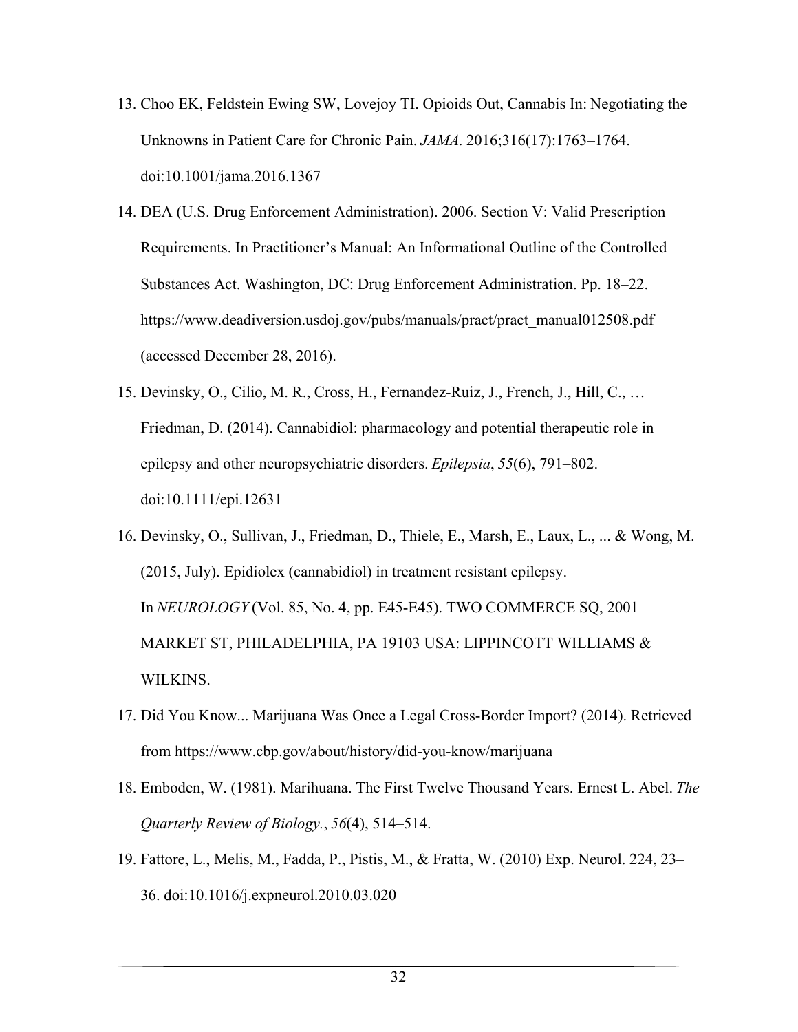13. Choo EK, Feldstein Ewing SW, Lovejoy TI. Opioids Out, Cannabis In: Negotiating the Unknowns in Patient Care for Chronic Pain. *JAMA.* 2016;316(17):1763–1764. doi:10.1001/jama.2016.1367

14. DEA (U.S. Drug Enforcement Administration). 2006. Section V: Valid Prescription Requirements. In Practitioner's Manual: An Informational Outline of the Controlled Substances Act. Washington, DC: Drug Enforcement Administration. Pp. 18–22. https://www.deadiversion.usdoj.gov/pubs/manuals/pract/pract_manual012508.pdf (accessed December 28, 2016).

15. Devinsky, O., Cilio, M. R., Cross, H., Fernandez-Ruiz, J., French, J., Hill, C., … Friedman, D. (2014). Cannabidiol: pharmacology and potential therapeutic role in epilepsy and other neuropsychiatric disorders. *Epilepsia*, *55*(6), 791–802. doi:10.1111/epi.12631

16. Devinsky, O., Sullivan, J., Friedman, D., Thiele, E., Marsh, E., Laux, L., ... & Wong, M. (2015, July). Epidiolex (cannabidiol) in treatment resistant epilepsy. In *NEUROLOGY* (Vol. 85, No. 4, pp. E45-E45). TWO COMMERCE SQ, 2001 MARKET ST, PHILADELPHIA, PA 19103 USA: LIPPINCOTT WILLIAMS & WILKINS.

17. Did You Know... Marijuana Was Once a Legal Cross-Border Import? (2014). Retrieved from https://www.cbp.gov/about/history/did-you-know/marijuana

18. Emboden, W. (1981). Marihuana. The First Twelve Thousand Years. Ernest L. Abel. *The Quarterly Review of Biology.*, *56*(4), 514–514.

19. Fattore, L., Melis, M., Fadda, P., Pistis, M., & Fratta, W. (2010) Exp. Neurol. 224, 23–36. doi:10.1016/j.expneurol.2010.03.020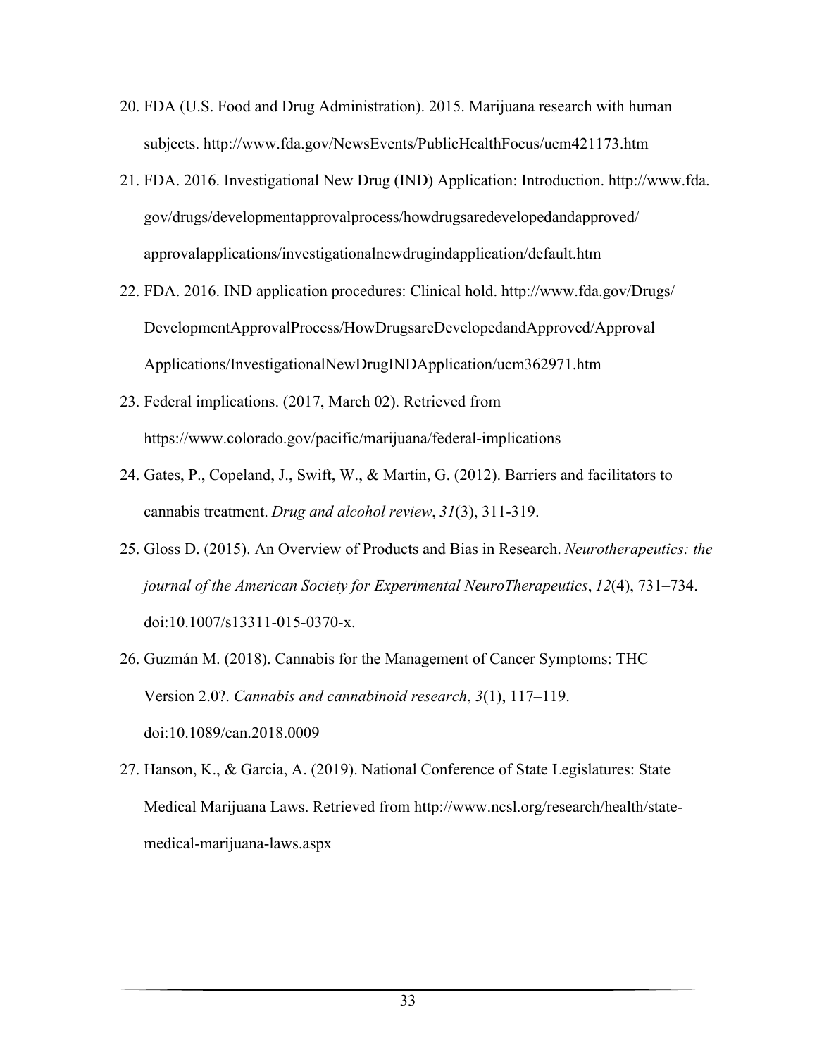20. FDA (U.S. Food and Drug Administration). 2015. Marijuana research with human subjects. http://www.fda.gov/NewsEvents/PublicHealthFocus/ucm421173.htm

21. FDA. 2016. Investigational New Drug (IND) Application: Introduction. http://www.fda.gov/drugs/developmentapprovalprocess/howdrugsaredevelopedandapproved/approvalapplications/investigationalnewdrugindapplication/default.htm

22. FDA. 2016. IND application procedures: Clinical hold. http://www.fda.gov/Drugs/DevelopmentApprovalProcess/HowDrugsareDevelopedandApproved/ApprovalApplications/InvestigationalNewDrugINDApplication/ucm362971.htm

23. Federal implications. (2017, March 02). Retrieved from https://www.colorado.gov/pacific/marijuana/federal-implications

24. Gates, P., Copeland, J., Swift, W., & Martin, G. (2012). Barriers and facilitators to cannabis treatment. *Drug and alcohol review*, *31*(3), 311-319.

25. Gloss D. (2015). An Overview of Products and Bias in Research. *Neurotherapeutics: the journal of the American Society for Experimental NeuroTherapeutics*, *12*(4), 731–734. doi:10.1007/s13311-015-0370-x.

26. Guzmán M. (2018). Cannabis for the Management of Cancer Symptoms: THC Version 2.0?. *Cannabis and cannabinoid research*, *3*(1), 117–119. doi:10.1089/can.2018.0009

27. Hanson, K., & Garcia, A. (2019). National Conference of State Legislatures: State Medical Marijuana Laws. Retrieved from http://www.ncsl.org/research/health/state-medical-marijuana-laws.aspx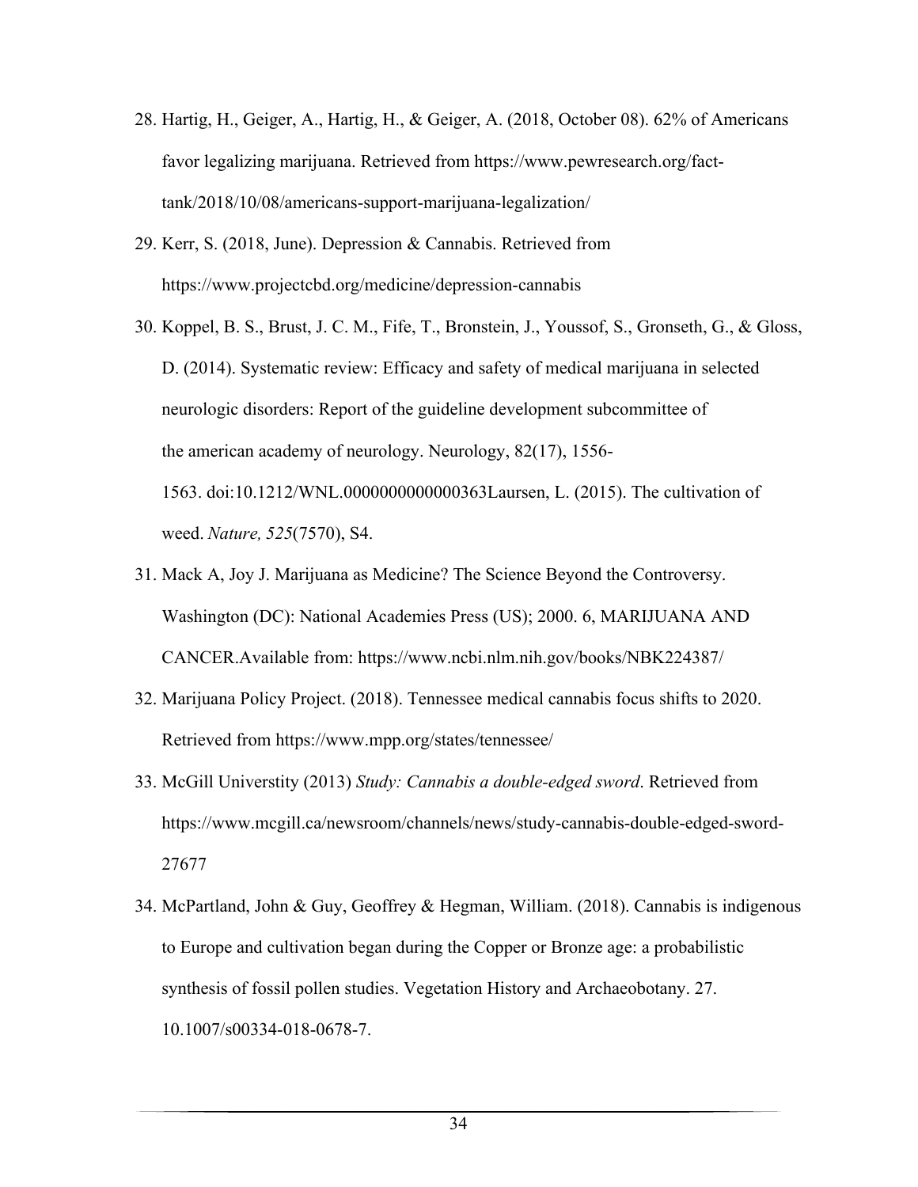28. Hartig, H., Geiger, A., Hartig, H., & Geiger, A. (2018, October 08). 62% of Americans favor legalizing marijuana. Retrieved from https://www.pewresearch.org/fact-tank/2018/10/08/americans-support-marijuana-legalization/

29. Kerr, S. (2018, June). Depression & Cannabis. Retrieved from https://www.projectcbd.org/medicine/depression-cannabis

30. Koppel, B. S., Brust, J. C. M., Fife, T., Bronstein, J., Youssof, S., Gronseth, G., & Gloss, D. (2014). Systematic review: Efficacy and safety of medical marijuana in selected neurologic disorders: Report of the guideline development subcommittee of the american academy of neurology. Neurology, 82(17), 1556-1563. doi:10.1212/WNL.0000000000000363Laursen, L. (2015). The cultivation of weed. *Nature, 525*(7570), S4.

31. Mack A, Joy J. Marijuana as Medicine? The Science Beyond the Controversy. Washington (DC): National Academies Press (US); 2000. 6, MARIJUANA AND CANCER.Available from: https://www.ncbi.nlm.nih.gov/books/NBK224387/

32. Marijuana Policy Project. (2018). Tennessee medical cannabis focus shifts to 2020. Retrieved from https://www.mpp.org/states/tennessee/

33. McGill Universtity (2013) *Study: Cannabis a double-edged sword*. Retrieved from https://www.mcgill.ca/newsroom/channels/news/study-cannabis-double-edged-sword-27677

34. McPartland, John & Guy, Geoffrey & Hegman, William. (2018). Cannabis is indigenous to Europe and cultivation began during the Copper or Bronze age: a probabilistic synthesis of fossil pollen studies. Vegetation History and Archaeobotany. 27. 10.1007/s00334-018-0678-7.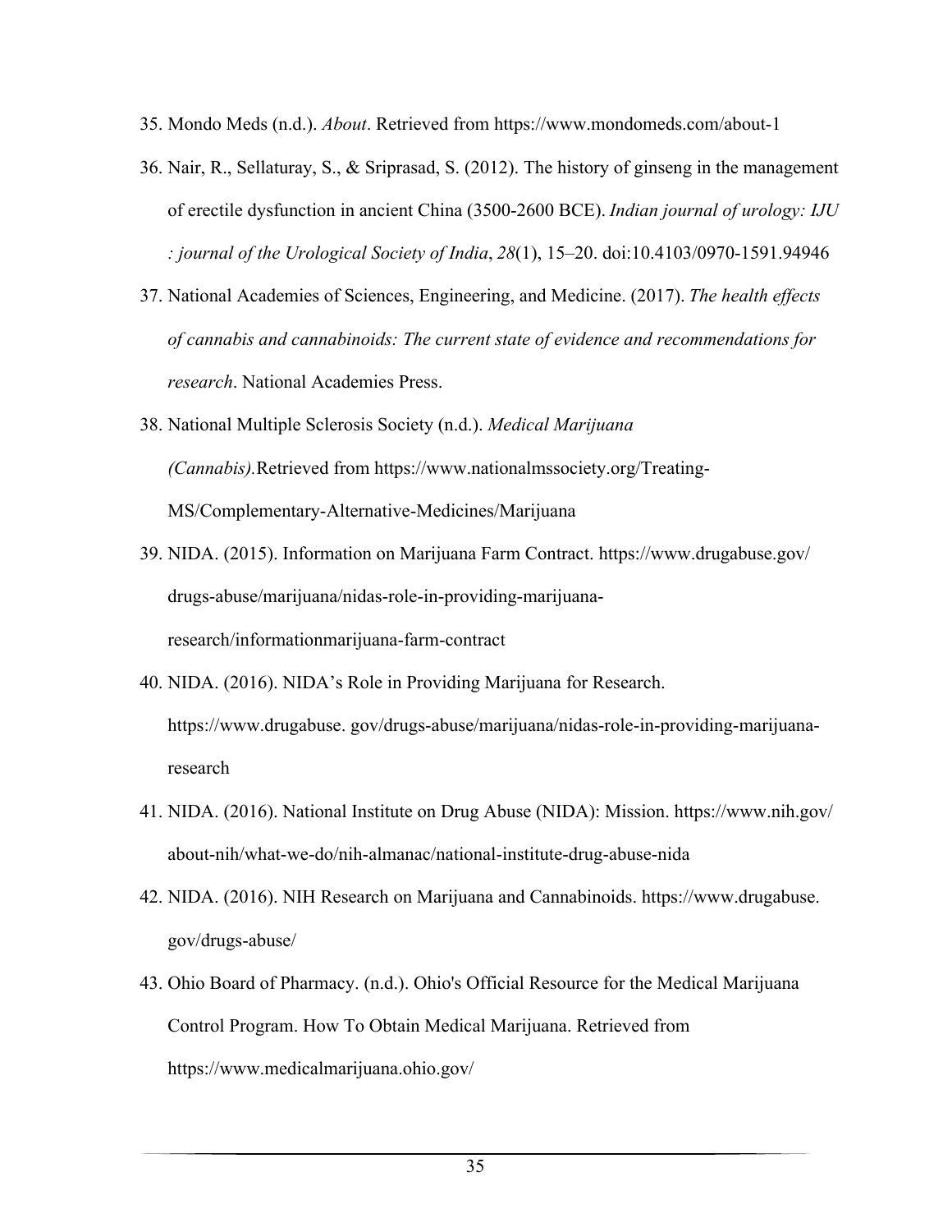35. Mondo Meds (n.d.). *About*. Retrieved from https://www.mondomeds.com/about-1

36. Nair, R., Sellaturay, S., & Sriprasad, S. (2012). The history of ginseng in the management of erectile dysfunction in ancient China (3500-2600 BCE). *Indian journal of urology: IJU : journal of the Urological Society of India*, *28*(1), 15–20. doi:10.4103/0970-1591.94946

37. National Academies of Sciences, Engineering, and Medicine. (2017). *The health effects of cannabis and cannabinoids: The current state of evidence and recommendations for research*. National Academies Press.

38. National Multiple Sclerosis Society (n.d.). *Medical Marijuana (Cannabis).*Retrieved from https://www.nationalmssociety.org/Treating-MS/Complementary-Alternative-Medicines/Marijuana

39. NIDA. (2015). Information on Marijuana Farm Contract. https://www.drugabuse.gov/drugs-abuse/marijuana/nidas-role-in-providing-marijuana-research/informationmarijuana-farm-contract

40. NIDA. (2016). NIDA's Role in Providing Marijuana for Research. https://www.drugabuse. gov/drugs-abuse/marijuana/nidas-role-in-providing-marijuana-research

41. NIDA. (2016). National Institute on Drug Abuse (NIDA): Mission. https://www.nih.gov/about-nih/what-we-do/nih-almanac/national-institute-drug-abuse-nida

42. NIDA. (2016). NIH Research on Marijuana and Cannabinoids. https://www.drugabuse. gov/drugs-abuse/

43. Ohio Board of Pharmacy. (n.d.). Ohio's Official Resource for the Medical Marijuana Control Program. How To Obtain Medical Marijuana. Retrieved from https://www.medicalmarijuana.ohio.gov/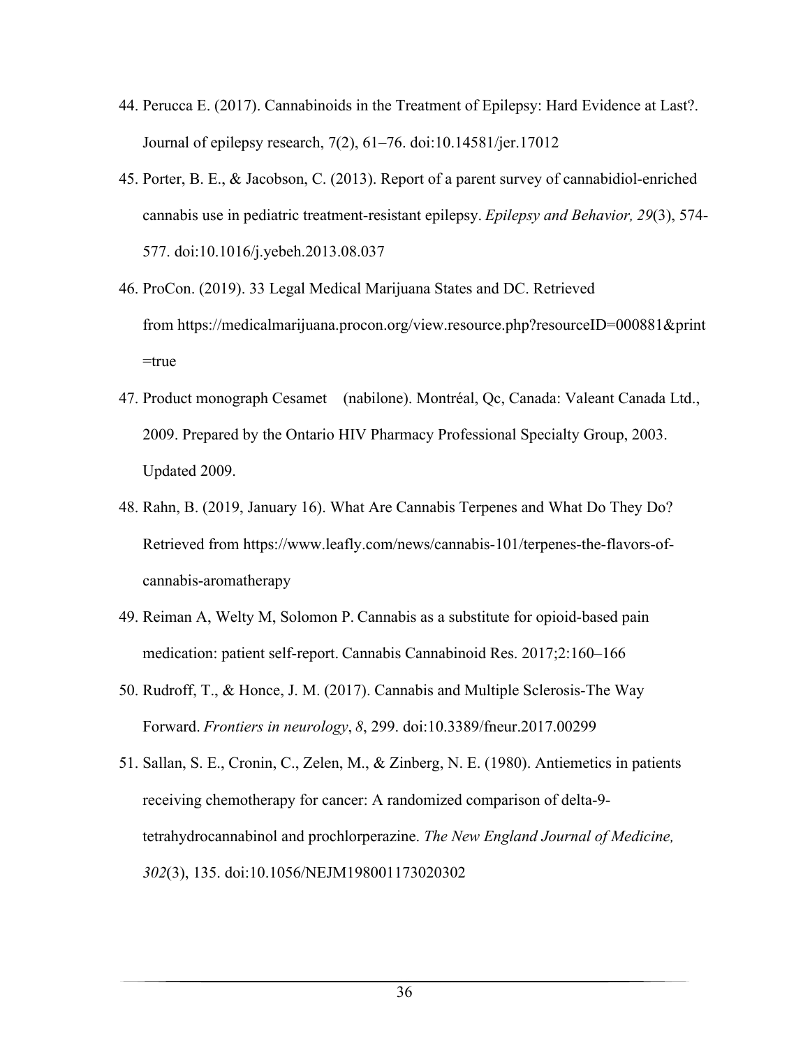44. Perucca E. (2017). Cannabinoids in the Treatment of Epilepsy: Hard Evidence at Last?. Journal of epilepsy research, 7(2), 61–76. doi:10.14581/jer.17012

45. Porter, B. E., & Jacobson, C. (2013). Report of a parent survey of cannabidiol-enriched cannabis use in pediatric treatment-resistant epilepsy. *Epilepsy and Behavior, 29*(3), 574-577. doi:10.1016/j.yebeh.2013.08.037

46. ProCon. (2019). 33 Legal Medical Marijuana States and DC. Retrieved from https://medicalmarijuana.procon.org/view.resource.php?resourceID=000881&print=true

47. Product monograph Cesamet (nabilone). Montréal, Qc, Canada: Valeant Canada Ltd., 2009. Prepared by the Ontario HIV Pharmacy Professional Specialty Group, 2003. Updated 2009.

48. Rahn, B. (2019, January 16). What Are Cannabis Terpenes and What Do They Do? Retrieved from https://www.leafly.com/news/cannabis-101/terpenes-the-flavors-of-cannabis-aromatherapy

49. Reiman A, Welty M, Solomon P. Cannabis as a substitute for opioid-based pain medication: patient self-report. Cannabis Cannabinoid Res. 2017;2:160–166

50. Rudroff, T., & Honce, J. M. (2017). Cannabis and Multiple Sclerosis-The Way Forward. *Frontiers in neurology*, *8*, 299. doi:10.3389/fneur.2017.00299

51. Sallan, S. E., Cronin, C., Zelen, M., & Zinberg, N. E. (1980). Antiemetics in patients receiving chemotherapy for cancer: A randomized comparison of delta-9-tetrahydrocannabinol and prochlorperazine. *The New England Journal of Medicine, 302*(3), 135. doi:10.1056/NEJM198001173020302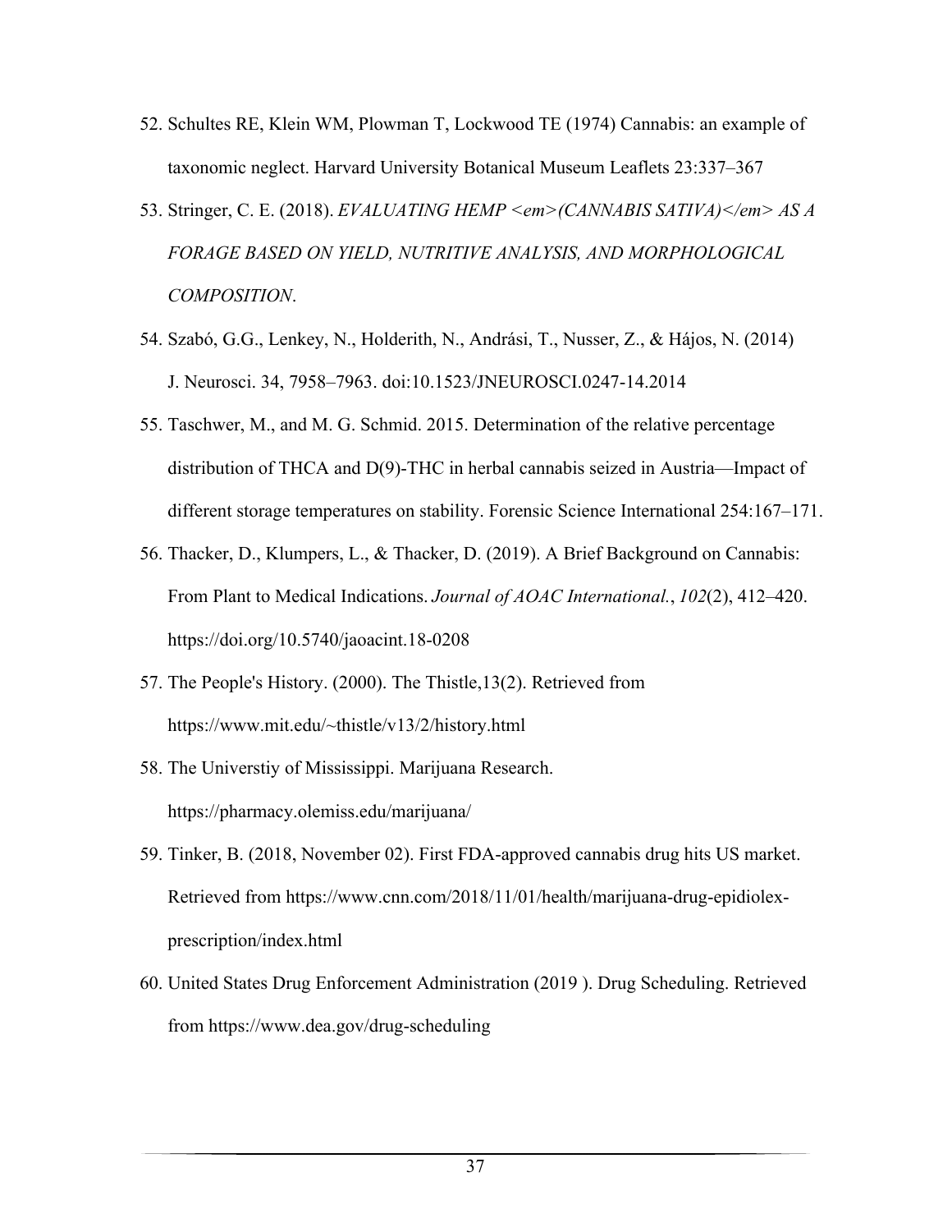52. Schultes RE, Klein WM, Plowman T, Lockwood TE (1974) Cannabis: an example of taxonomic neglect. Harvard University Botanical Museum Leaflets 23:337–367

53. Stringer, C. E. (2018). *EVALUATING HEMP <em>(CANNABIS SATIVA)</em> AS A FORAGE BASED ON YIELD, NUTRITIVE ANALYSIS, AND MORPHOLOGICAL COMPOSITION*.

54. Szabó, G.G., Lenkey, N., Holderith, N., Andrási, T., Nusser, Z., & Hájos, N. (2014) J. Neurosci. 34, 7958–7963. doi:10.1523/JNEUROSCI.0247-14.2014

55. Taschwer, M., and M. G. Schmid. 2015. Determination of the relative percentage distribution of THCA and D(9)-THC in herbal cannabis seized in Austria—Impact of different storage temperatures on stability. Forensic Science International 254:167–171.

56. Thacker, D., Klumpers, L., & Thacker, D. (2019). A Brief Background on Cannabis: From Plant to Medical Indications. *Journal of AOAC International.*, *102*(2), 412–420. https://doi.org/10.5740/jaoacint.18-0208

57. The People's History. (2000). The Thistle,13(2). Retrieved from https://www.mit.edu/~thistle/v13/2/history.html

58. The Universtiy of Mississippi. Marijuana Research. https://pharmacy.olemiss.edu/marijuana/

59. Tinker, B. (2018, November 02). First FDA-approved cannabis drug hits US market. Retrieved from https://www.cnn.com/2018/11/01/health/marijuana-drug-epidiolex-prescription/index.html

60. United States Drug Enforcement Administration (2019 ). Drug Scheduling. Retrieved from https://www.dea.gov/drug-scheduling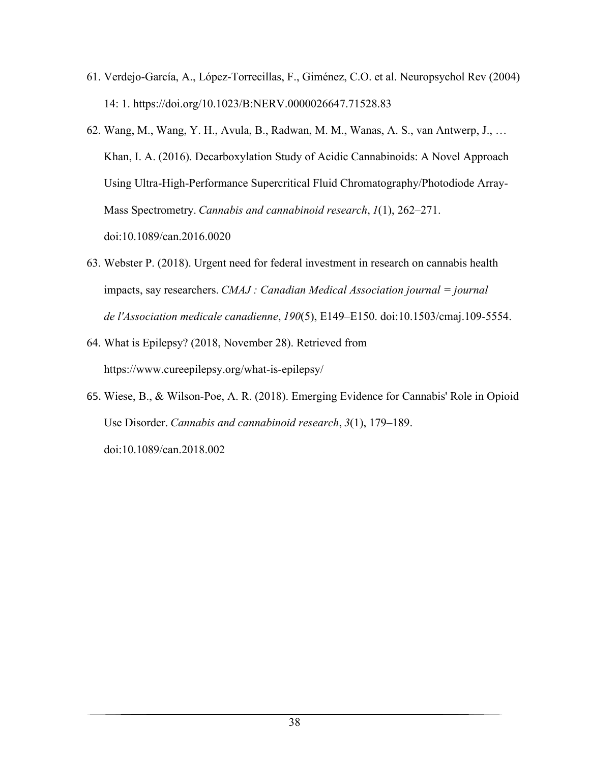61. Verdejo-García, A., López-Torrecillas, F., Giménez, C.O. et al. Neuropsychol Rev (2004) 14: 1. https://doi.org/10.1023/B:NERV.0000026647.71528.83
62. Wang, M., Wang, Y. H., Avula, B., Radwan, M. M., Wanas, A. S., van Antwerp, J., … Khan, I. A. (2016). Decarboxylation Study of Acidic Cannabinoids: A Novel Approach Using Ultra-High-Performance Supercritical Fluid Chromatography/Photodiode Array-Mass Spectrometry. *Cannabis and cannabinoid research*, *1*(1), 262–271. doi:10.1089/can.2016.0020
63. Webster P. (2018). Urgent need for federal investment in research on cannabis health impacts, say researchers. *CMAJ : Canadian Medical Association journal = journal de l'Association medicale canadienne*, *190*(5), E149–E150. doi:10.1503/cmaj.109-5554.
64. What is Epilepsy? (2018, November 28). Retrieved from https://www.cureepilepsy.org/what-is-epilepsy/
65. Wiese, B., & Wilson-Poe, A. R. (2018). Emerging Evidence for Cannabis' Role in Opioid Use Disorder. *Cannabis and cannabinoid research*, *3*(1), 179–189. doi:10.1089/can.2018.002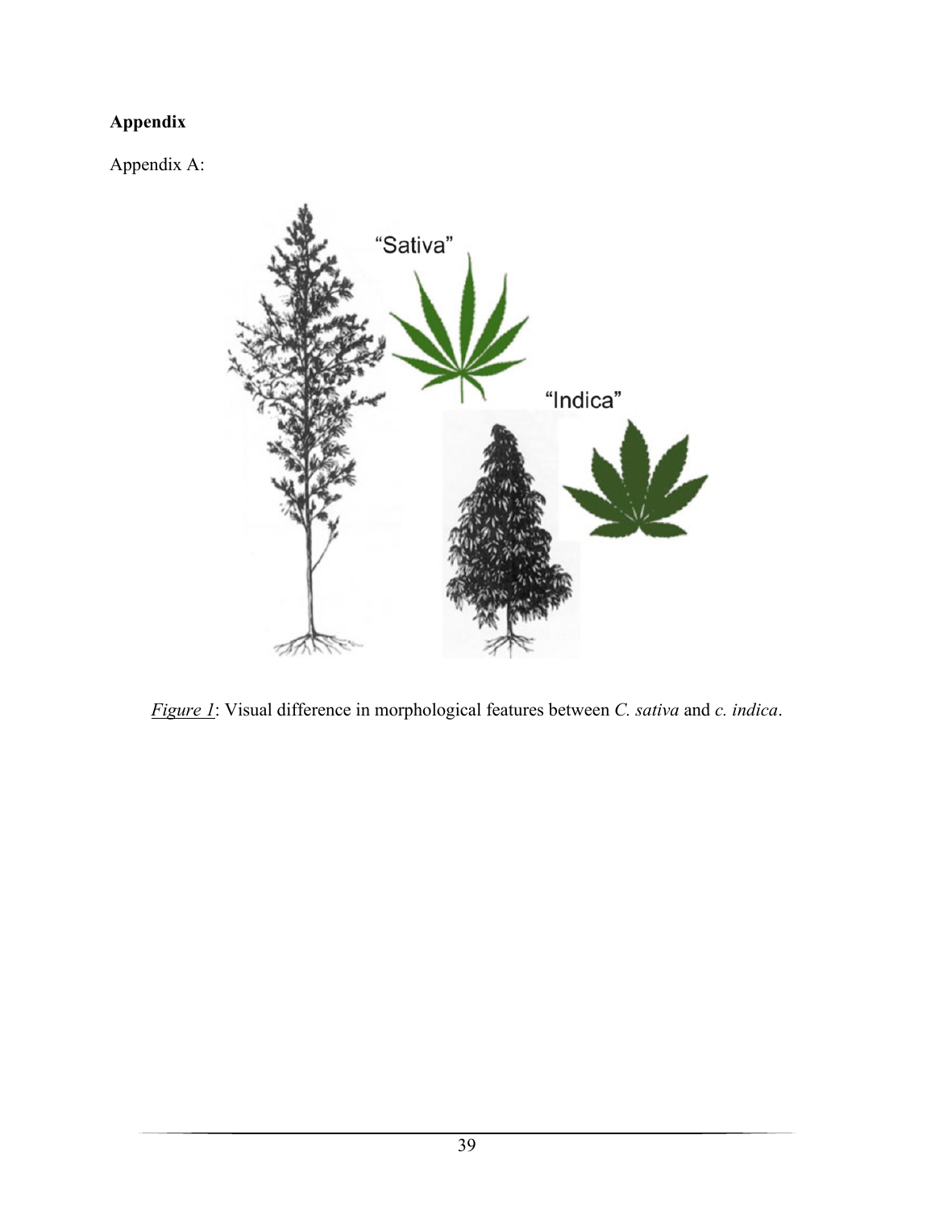# Appendix

Appendix A:

*Figure 1*: Visual difference in morphological features between *C. sativa* and *c. indica*.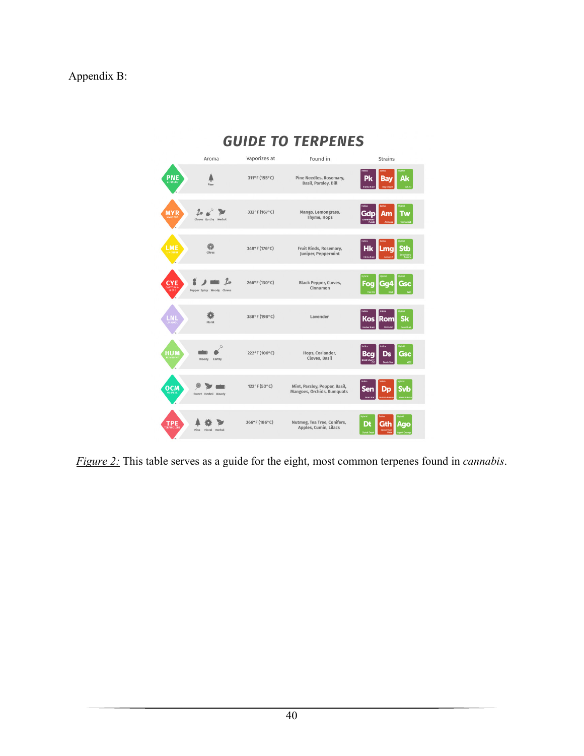Appendix B:

## GUIDE TO TERPENES

| | Aroma | Vaporizes at | Found in | Strains |
|---|---|---|---|---|
| PNE | Pine | 311°F (155°C) | Pine Needles, Rosemary, Basil, Parsley, Dill | Pk, Bay, Ak |
| MYR | Cloves, Earthy, Herbal | 332°F (167°C) | Mango, Lemongrass, Thyme, Hops | Gdp, Am, Tw |
| LME | Citrus | 348°F (176°C) | Fruit Rinds, Rosemary, Juniper, Peppermint | Hk, Lmg, Stb |
| CYE | Pepper, Spicy, Woody, Cloves | 266°F (130°C) | Black Pepper, Cloves, Cinnamon | Fog, Gg4, Gsc |
| LNL | Floral | 388°F (198°C) | Lavender | Kos, Rom, Sk |
| HUM | Woody, Earthy | 222°F (106°C) | Hops, Coriander, Cloves, Basil | Bcg, Ds, Gsc |
| OCM | Sweet, Herbal, Woody | 122°F (50°C) | Mint, Parsley, Pepper, Basil, Mangoes, Orchids, Kumquats | Sen, Dp, Svb |
| TPE | Pine, Floral, Herbal | 366°F (186°C) | Nutmeg, Tea Tree, Conifers, Apples, Cumin, Lilacs | Dt, Gth, Ago |

*Figure 2:* This table serves as a guide for the eight, most common terpenes found in *cannabis*.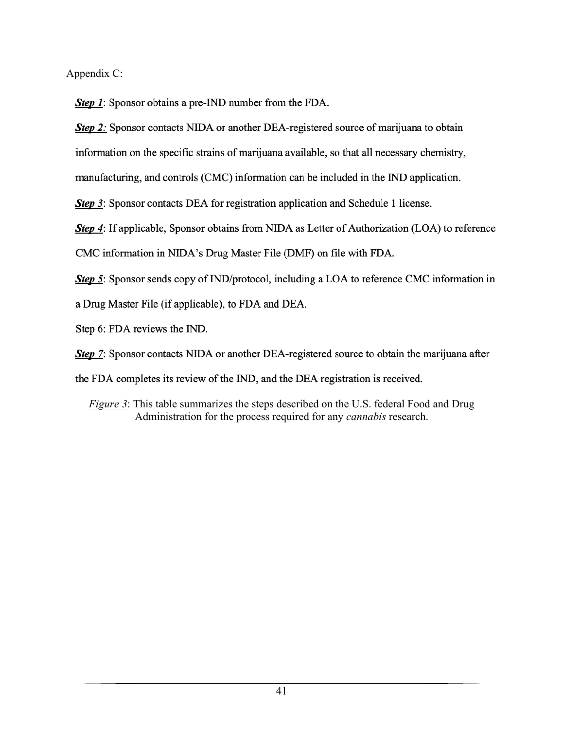Appendix C:

***Step 1***: Sponsor obtains a pre-IND number from the FDA.

***Step 2:*** Sponsor contacts NIDA or another DEA-registered source of marijuana to obtain information on the specific strains of marijuana available, so that all necessary chemistry, manufacturing, and controls (CMC) information can be included in the IND application.

***Step 3***: Sponsor contacts DEA for registration application and Schedule 1 license.

***Step 4***: If applicable, Sponsor obtains from NIDA as Letter of Authorization (LOA) to reference CMC information in NIDA's Drug Master File (DMF) on file with FDA.

***Step 5***: Sponsor sends copy of IND/protocol, including a LOA to reference CMC information in a Drug Master File (if applicable), to FDA and DEA.

Step 6: FDA reviews the IND.

***Step 7***: Sponsor contacts NIDA or another DEA-registered source to obtain the marijuana after the FDA completes its review of the IND, and the DEA registration is received.

*Figure 3*: This table summarizes the steps described on the U.S. federal Food and Drug Administration for the process required for any *cannabis* research.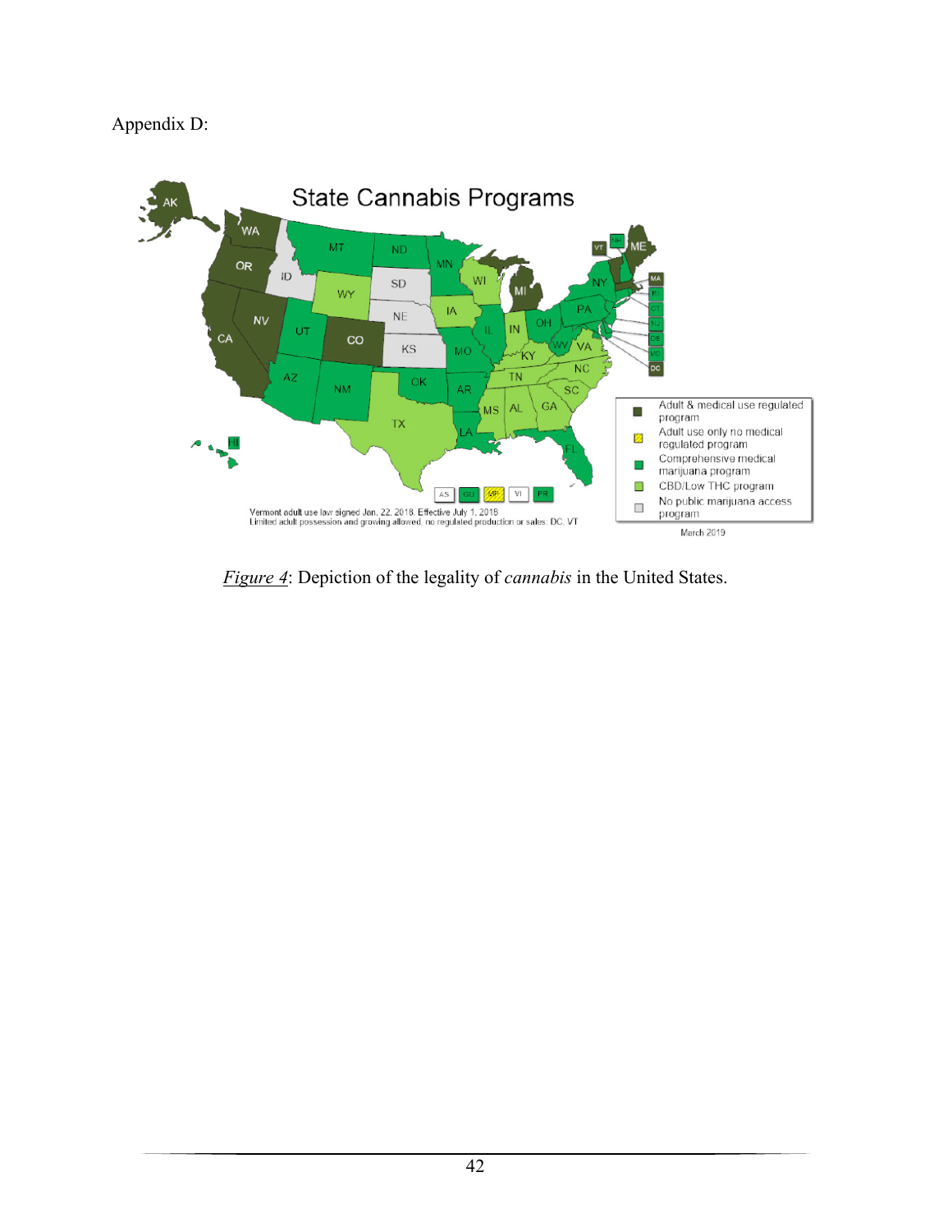Appendix D:

*Figure 4*: Depiction of the legality of *cannabis* in the United States.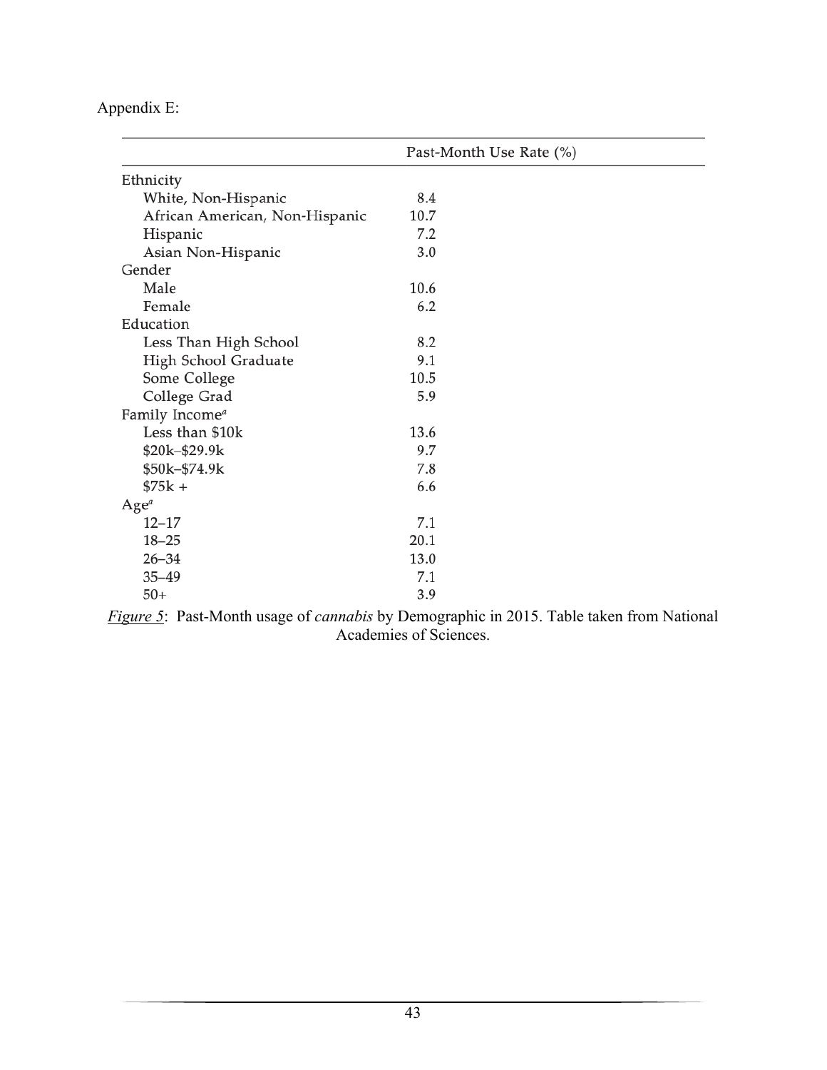Appendix E:

| | Past-Month Use Rate (%) |
|---|---|
| Ethnicity | |
| White, Non-Hispanic | 8.4 |
| African American, Non-Hispanic | 10.7 |
| Hispanic | 7.2 |
| Asian Non-Hispanic | 3.0 |
| Gender | |
| Male | 10.6 |
| Female | 6.2 |
| Education | |
| Less Than High School | 8.2 |
| High School Graduate | 9.1 |
| Some College | 10.5 |
| College Grad | 5.9 |
| Family Income[a] | |
| Less than $10k | 13.6 |
| $20k–$29.9k | 9.7 |
| $50k–$74.9k | 7.8 |
| $75k + | 6.6 |
| Age[a] | |
| 12–17 | 7.1 |
| 18–25 | 20.1 |
| 26–34 | 13.0 |
| 35–49 | 7.1 |
| 50+ | 3.9 |

*Figure 5*: Past-Month usage of *cannabis* by Demographic in 2015. Table taken from National Academies of Sciences.